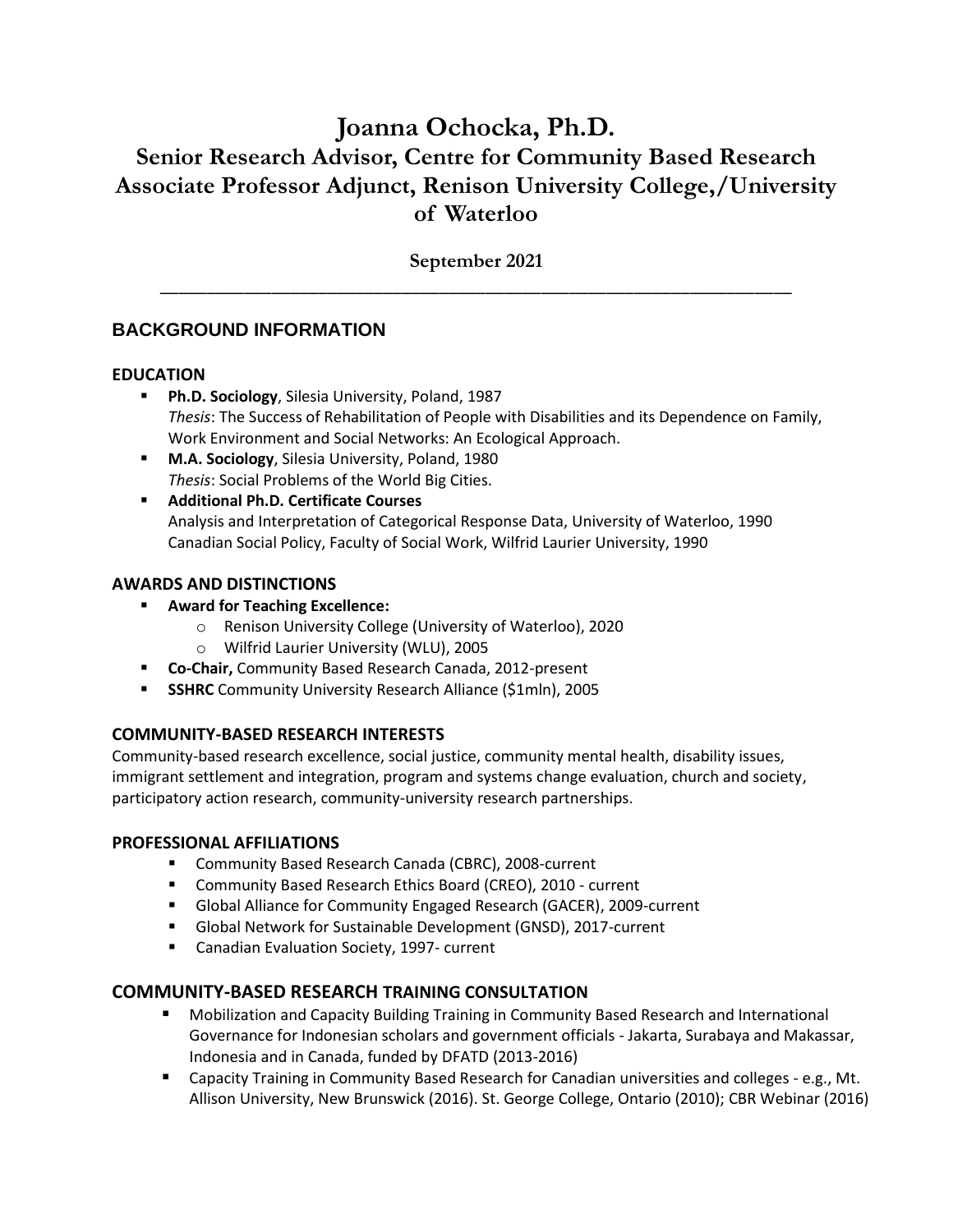# Joanna Ochocka, Ph.D.
## Senior Research Advisor, Centre for Community Based Research
## Associate Professor Adjunct, Renison University College,/University of Waterloo

**September 2021**

---

## BACKGROUND INFORMATION

### EDUCATION

- **Ph.D. Sociology**, Silesia University, Poland, 1987
  *Thesis*: The Success of Rehabilitation of People with Disabilities and its Dependence on Family, Work Environment and Social Networks: An Ecological Approach.
- **M.A. Sociology**, Silesia University, Poland, 1980
  *Thesis*: Social Problems of the World Big Cities.
- **Additional Ph.D. Certificate Courses**
  Analysis and Interpretation of Categorical Response Data, University of Waterloo, 1990
  Canadian Social Policy, Faculty of Social Work, Wilfrid Laurier University, 1990

### AWARDS AND DISTINCTIONS

- **Award for Teaching Excellence:**
  - Renison University College (University of Waterloo), 2020
  - Wilfrid Laurier University (WLU), 2005
- **Co-Chair,** Community Based Research Canada, 2012-present
- **SSHRC** Community University Research Alliance ($1mln), 2005

### COMMUNITY-BASED RESEARCH INTERESTS

Community-based research excellence, social justice, community mental health, disability issues, immigrant settlement and integration, program and systems change evaluation, church and society, participatory action research, community-university research partnerships.

### PROFESSIONAL AFFILIATIONS

- Community Based Research Canada (CBRC), 2008-current
- Community Based Research Ethics Board (CREO), 2010 - current
- Global Alliance for Community Engaged Research (GACER), 2009-current
- Global Network for Sustainable Development (GNSD), 2017-current
- Canadian Evaluation Society, 1997- current

### COMMUNITY-BASED RESEARCH TRAINING CONSULTATION

- Mobilization and Capacity Building Training in Community Based Research and International Governance for Indonesian scholars and government officials - Jakarta, Surabaya and Makassar, Indonesia and in Canada, funded by DFATD (2013-2016)
- Capacity Training in Community Based Research for Canadian universities and colleges - e.g., Mt. Allison University, New Brunswick (2016). St. George College, Ontario (2010); CBR Webinar (2016)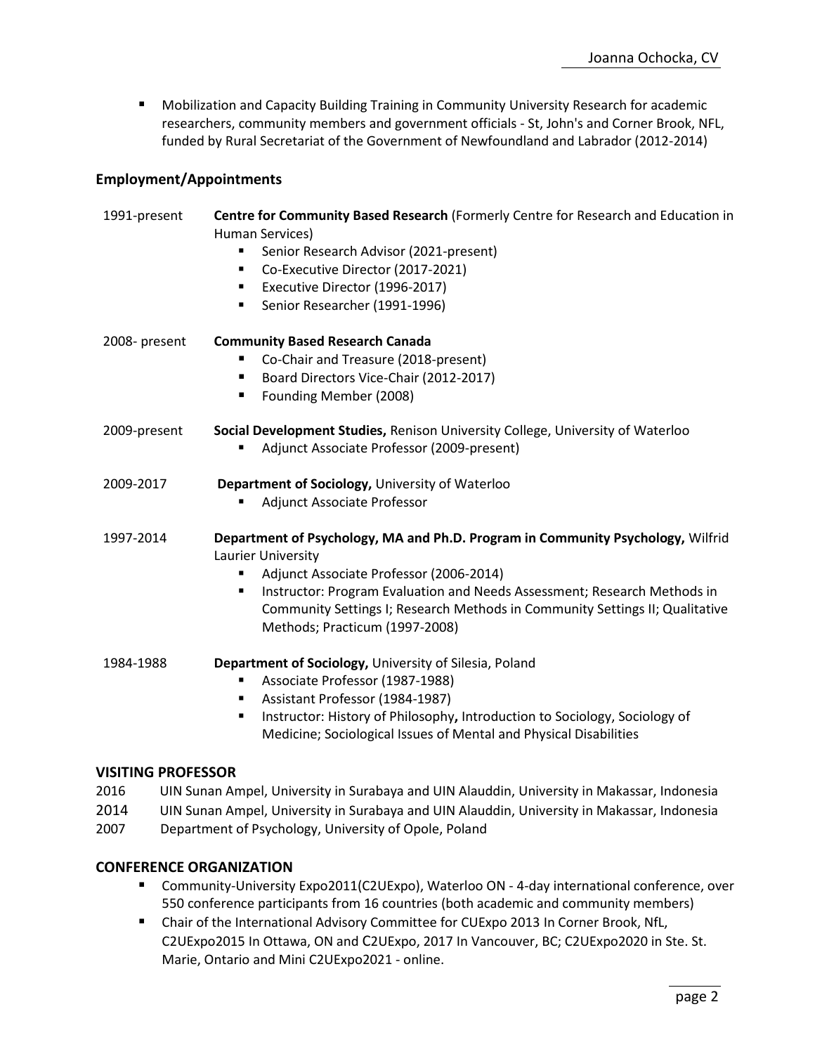- Mobilization and Capacity Building Training in Community University Research for academic researchers, community members and government officials - St, John's and Corner Brook, NFL, funded by Rural Secretariat of the Government of Newfoundland and Labrador (2012-2014)

### Employment/Appointments

1991-present **Centre for Community Based Research** (Formerly Centre for Research and Education in Human Services)
- Senior Research Advisor (2021-present)
- Co-Executive Director (2017-2021)
- Executive Director (1996-2017)
- Senior Researcher (1991-1996)

2008- present **Community Based Research Canada**
- Co-Chair and Treasure (2018-present)
- Board Directors Vice-Chair (2012-2017)
- Founding Member (2008)

2009-present **Social Development Studies,** Renison University College, University of Waterloo
- Adjunct Associate Professor (2009-present)

2009-2017 **Department of Sociology,** University of Waterloo
- Adjunct Associate Professor

1997-2014 **Department of Psychology, MA and Ph.D. Program in Community Psychology,** Wilfrid Laurier University
- Adjunct Associate Professor (2006-2014)
- Instructor: Program Evaluation and Needs Assessment; Research Methods in Community Settings I; Research Methods in Community Settings II; Qualitative Methods; Practicum (1997-2008)

1984-1988 **Department of Sociology,** University of Silesia, Poland
- Associate Professor (1987-1988)
- Assistant Professor (1984-1987)
- Instructor: History of Philosophy**,** Introduction to Sociology, Sociology of Medicine; Sociological Issues of Mental and Physical Disabilities

### VISITING PROFESSOR

2016 UIN Sunan Ampel, University in Surabaya and UIN Alauddin, University in Makassar, Indonesia
2014 UIN Sunan Ampel, University in Surabaya and UIN Alauddin, University in Makassar, Indonesia
2007 Department of Psychology, University of Opole, Poland

### CONFERENCE ORGANIZATION

- Community-University Expo2011(C2UExpo), Waterloo ON - 4-day international conference, over 550 conference participants from 16 countries (both academic and community members)
- Chair of the International Advisory Committee for CUExpo 2013 In Corner Brook, NfL, C2UExpo2015 In Ottawa, ON and C2UExpo, 2017 In Vancouver, BC; C2UExpo2020 in Ste. St. Marie, Ontario and Mini C2UExpo2021 - online.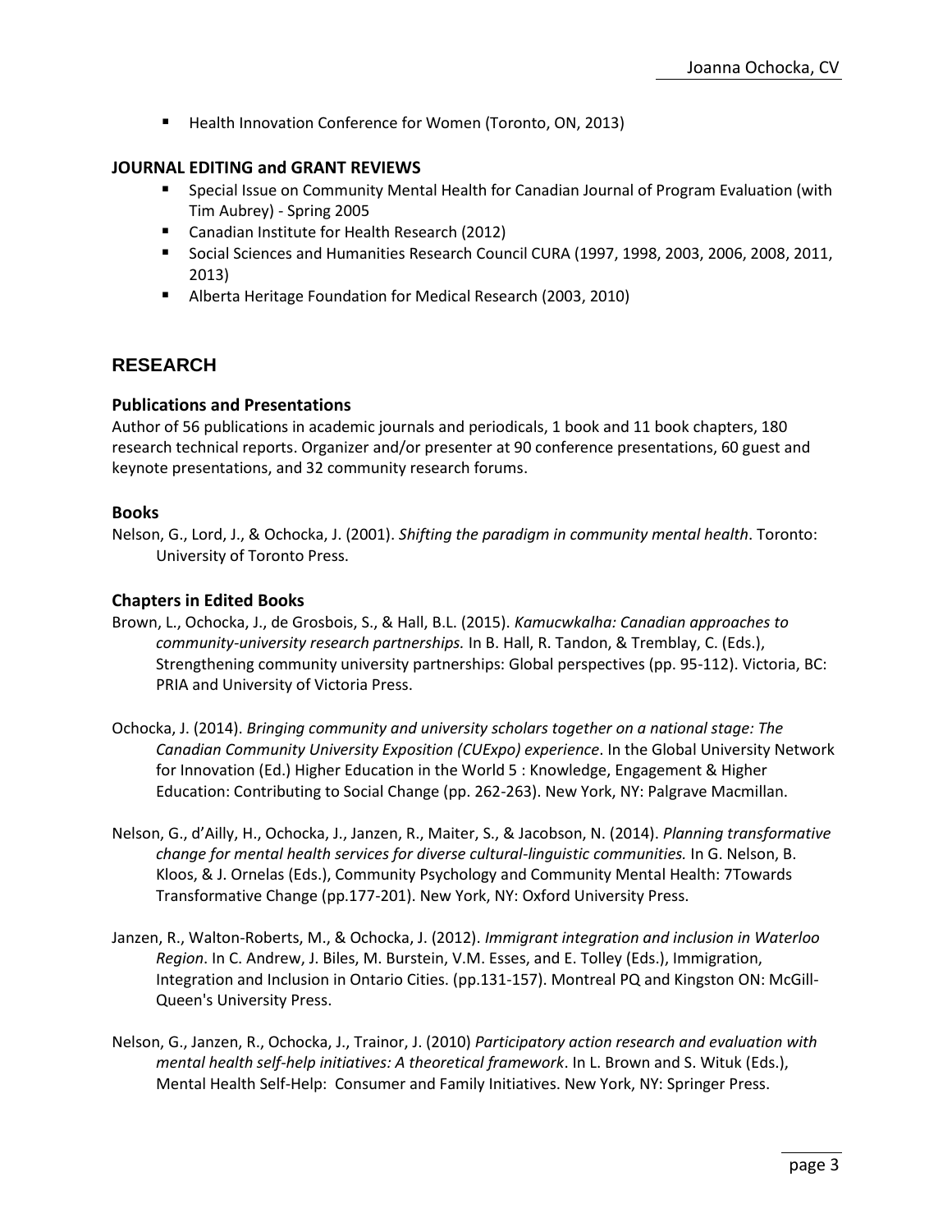- Health Innovation Conference for Women (Toronto, ON, 2013)

### JOURNAL EDITING and GRANT REVIEWS

- Special Issue on Community Mental Health for Canadian Journal of Program Evaluation (with Tim Aubrey) - Spring 2005
- Canadian Institute for Health Research (2012)
- Social Sciences and Humanities Research Council CURA (1997, 1998, 2003, 2006, 2008, 2011, 2013)
- Alberta Heritage Foundation for Medical Research (2003, 2010)

## RESEARCH

### Publications and Presentations

Author of 56 publications in academic journals and periodicals, 1 book and 11 book chapters, 180 research technical reports. Organizer and/or presenter at 90 conference presentations, 60 guest and keynote presentations, and 32 community research forums.

### Books

Nelson, G., Lord, J., & Ochocka, J. (2001). *Shifting the paradigm in community mental health*. Toronto: University of Toronto Press.

### Chapters in Edited Books

Brown, L., Ochocka, J., de Grosbois, S., & Hall, B.L. (2015). *Kamucwkalha: Canadian approaches to community-university research partnerships.* In B. Hall, R. Tandon, & Tremblay, C. (Eds.), Strengthening community university partnerships: Global perspectives (pp. 95-112). Victoria, BC: PRIA and University of Victoria Press.

Ochocka, J. (2014). *Bringing community and university scholars together on a national stage: The Canadian Community University Exposition (CUExpo) experience*. In the Global University Network for Innovation (Ed.) Higher Education in the World 5 : Knowledge, Engagement & Higher Education: Contributing to Social Change (pp. 262-263). New York, NY: Palgrave Macmillan.

Nelson, G., d'Ailly, H., Ochocka, J., Janzen, R., Maiter, S., & Jacobson, N. (2014). *Planning transformative change for mental health services for diverse cultural-linguistic communities.* In G. Nelson, B. Kloos, & J. Ornelas (Eds.), Community Psychology and Community Mental Health: 7Towards Transformative Change (pp.177-201). New York, NY: Oxford University Press.

Janzen, R., Walton-Roberts, M., & Ochocka, J. (2012). *Immigrant integration and inclusion in Waterloo Region*. In C. Andrew, J. Biles, M. Burstein, V.M. Esses, and E. Tolley (Eds.), Immigration, Integration and Inclusion in Ontario Cities. (pp.131-157). Montreal PQ and Kingston ON: McGill-Queen's University Press.

Nelson, G., Janzen, R., Ochocka, J., Trainor, J. (2010) *Participatory action research and evaluation with mental health self-help initiatives: A theoretical framework*. In L. Brown and S. Wituk (Eds.), Mental Health Self-Help: Consumer and Family Initiatives. New York, NY: Springer Press.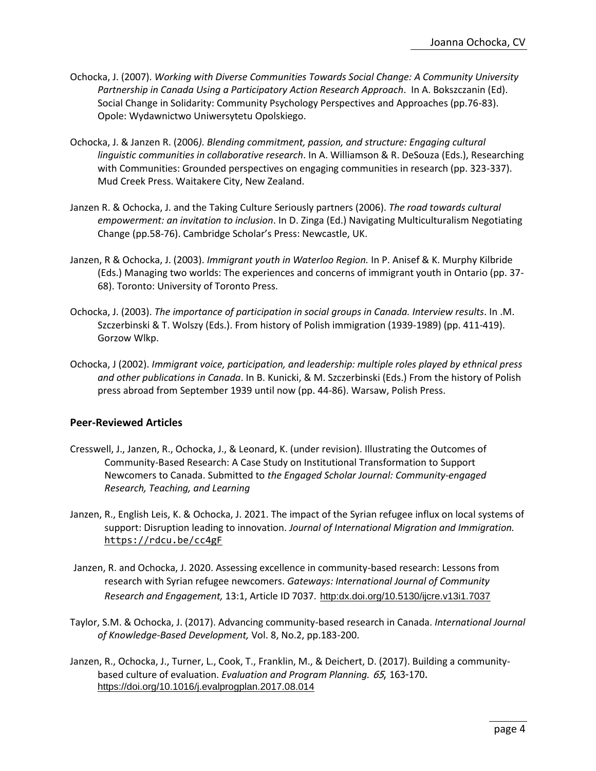Ochocka, J. (2007). *Working with Diverse Communities Towards Social Change: A Community University Partnership in Canada Using a Participatory Action Research Approach*. In A. Bokszczanin (Ed). Social Change in Solidarity: Community Psychology Perspectives and Approaches (pp.76-83). Opole: Wydawnictwo Uniwersytetu Opolskiego.

Ochocka, J. & Janzen R. (2006*). Blending commitment, passion, and structure: Engaging cultural linguistic communities in collaborative research*. In A. Williamson & R. DeSouza (Eds.), Researching with Communities: Grounded perspectives on engaging communities in research (pp. 323-337). Mud Creek Press. Waitakere City, New Zealand.

Janzen R. & Ochocka, J. and the Taking Culture Seriously partners (2006). *The road towards cultural empowerment: an invitation to inclusion*. In D. Zinga (Ed.) Navigating Multiculturalism Negotiating Change (pp.58-76). Cambridge Scholar's Press: Newcastle, UK.

Janzen, R & Ochocka, J. (2003). *Immigrant youth in Waterloo Region.* In P. Anisef & K. Murphy Kilbride (Eds.) Managing two worlds: The experiences and concerns of immigrant youth in Ontario (pp. 37-68). Toronto: University of Toronto Press.

Ochocka, J. (2003). *The importance of participation in social groups in Canada. Interview results*. In .M. Szczerbinski & T. Wolszy (Eds.). From history of Polish immigration (1939-1989) (pp. 411-419). Gorzow Wlkp.

Ochocka, J (2002). *Immigrant voice, participation, and leadership: multiple roles played by ethnical press and other publications in Canada*. In B. Kunicki, & M. Szczerbinski (Eds.) From the history of Polish press abroad from September 1939 until now (pp. 44-86). Warsaw, Polish Press.

## Peer-Reviewed Articles

Cresswell, J., Janzen, R., Ochocka, J., & Leonard, K. (under revision). Illustrating the Outcomes of Community-Based Research: A Case Study on Institutional Transformation to Support Newcomers to Canada. Submitted to *the Engaged Scholar Journal: Community-engaged Research, Teaching, and Learning*

Janzen, R., English Leis, K. & Ochocka, J. 2021. The impact of the Syrian refugee influx on local systems of support: Disruption leading to innovation. *Journal of International Migration and Immigration.* https://rdcu.be/cc4gF

Janzen, R. and Ochocka, J. 2020. Assessing excellence in community-based research: Lessons from research with Syrian refugee newcomers. *Gateways: International Journal of Community Research and Engagement,* 13:1, Article ID 7037. http:dx.doi.org/10.5130/ijcre.v13i1.7037

Taylor, S.M. & Ochocka, J. (2017). Advancing community-based research in Canada. *International Journal of Knowledge-Based Development,* Vol. 8, No.2, pp.183-200.

Janzen, R., Ochocka, J., Turner, L., Cook, T., Franklin, M., & Deichert, D. (2017). Building a community-based culture of evaluation. *Evaluation and Program Planning. 65*, 163-170. https://doi.org/10.1016/j.evalprogplan.2017.08.014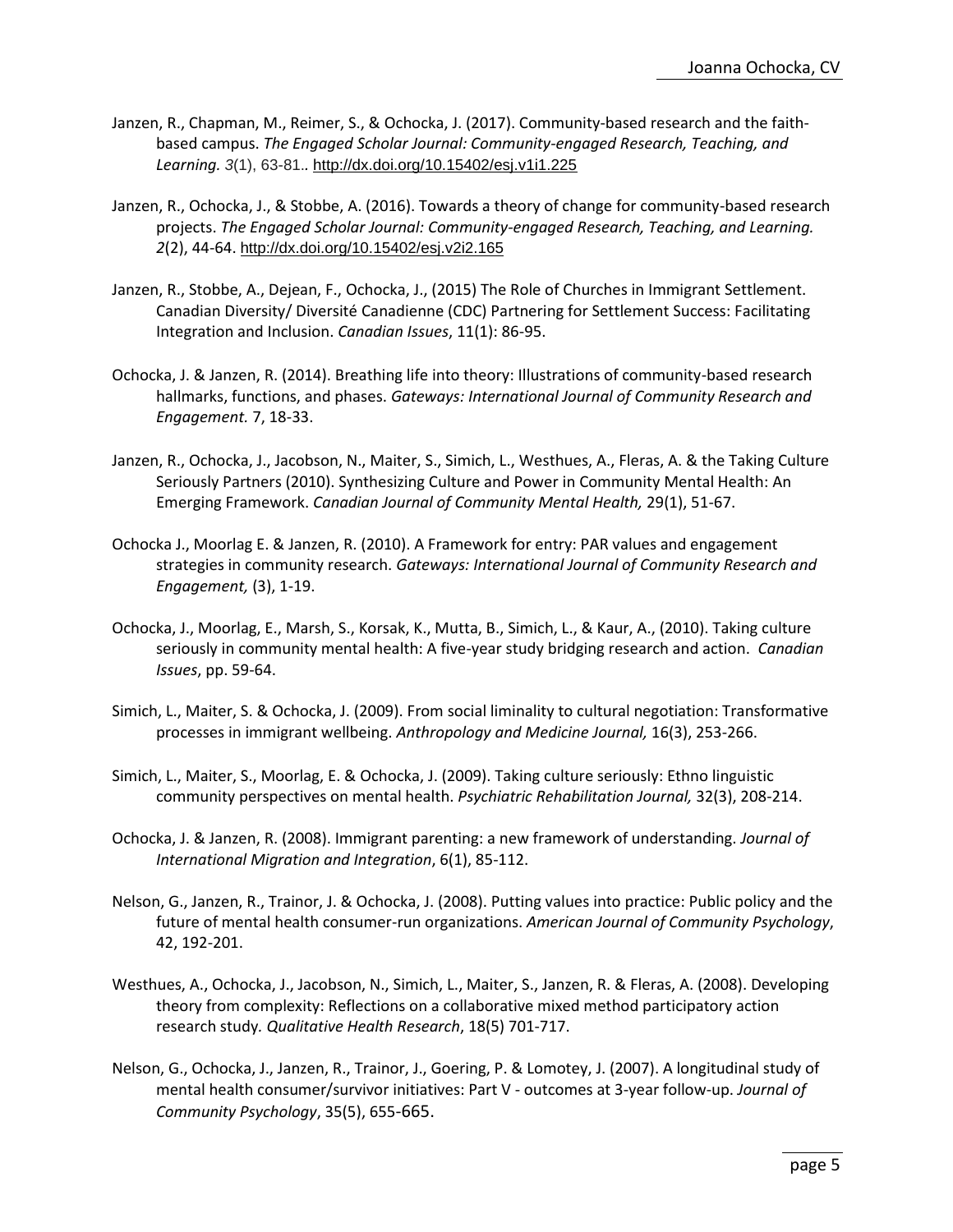Janzen, R., Chapman, M., Reimer, S., & Ochocka, J. (2017). Community-based research and the faith-based campus. *The Engaged Scholar Journal: Community-engaged Research, Teaching, and Learning. 3*(1), 63-81.. http://dx.doi.org/10.15402/esj.v1i1.225

Janzen, R., Ochocka, J., & Stobbe, A. (2016). Towards a theory of change for community-based research projects. *The Engaged Scholar Journal: Community-engaged Research, Teaching, and Learning. 2*(2), 44-64. http://dx.doi.org/10.15402/esj.v2i2.165

Janzen, R., Stobbe, A., Dejean, F., Ochocka, J., (2015) The Role of Churches in Immigrant Settlement. Canadian Diversity/ Diversité Canadienne (CDC) Partnering for Settlement Success: Facilitating Integration and Inclusion. *Canadian Issues*, 11(1): 86-95.

Ochocka, J. & Janzen, R. (2014). Breathing life into theory: Illustrations of community-based research hallmarks, functions, and phases. *Gateways: International Journal of Community Research and Engagement.* 7, 18-33.

Janzen, R., Ochocka, J., Jacobson, N., Maiter, S., Simich, L., Westhues, A., Fleras, A. & the Taking Culture Seriously Partners (2010). Synthesizing Culture and Power in Community Mental Health: An Emerging Framework. *Canadian Journal of Community Mental Health,* 29(1), 51-67.

Ochocka J., Moorlag E. & Janzen, R. (2010). A Framework for entry: PAR values and engagement strategies in community research. *Gateways: International Journal of Community Research and Engagement,* (3), 1-19.

Ochocka, J., Moorlag, E., Marsh, S., Korsak, K., Mutta, B., Simich, L., & Kaur, A., (2010). Taking culture seriously in community mental health: A five-year study bridging research and action. *Canadian Issues*, pp. 59-64.

Simich, L., Maiter, S. & Ochocka, J. (2009). From social liminality to cultural negotiation: Transformative processes in immigrant wellbeing. *Anthropology and Medicine Journal,* 16(3), 253-266.

Simich, L., Maiter, S., Moorlag, E. & Ochocka, J. (2009). Taking culture seriously: Ethno linguistic community perspectives on mental health. *Psychiatric Rehabilitation Journal,* 32(3), 208-214.

Ochocka, J. & Janzen, R. (2008). Immigrant parenting: a new framework of understanding. *Journal of International Migration and Integration*, 6(1), 85-112.

Nelson, G., Janzen, R., Trainor, J. & Ochocka, J. (2008). Putting values into practice: Public policy and the future of mental health consumer-run organizations. *American Journal of Community Psychology*, 42, 192-201.

Westhues, A., Ochocka, J., Jacobson, N., Simich, L., Maiter, S., Janzen, R. & Fleras, A. (2008). Developing theory from complexity: Reflections on a collaborative mixed method participatory action research study. *Qualitative Health Research*, 18(5) 701-717.

Nelson, G., Ochocka, J., Janzen, R., Trainor, J., Goering, P. & Lomotey, J. (2007). A longitudinal study of mental health consumer/survivor initiatives: Part V - outcomes at 3-year follow-up. *Journal of Community Psychology*, 35(5), 655-665.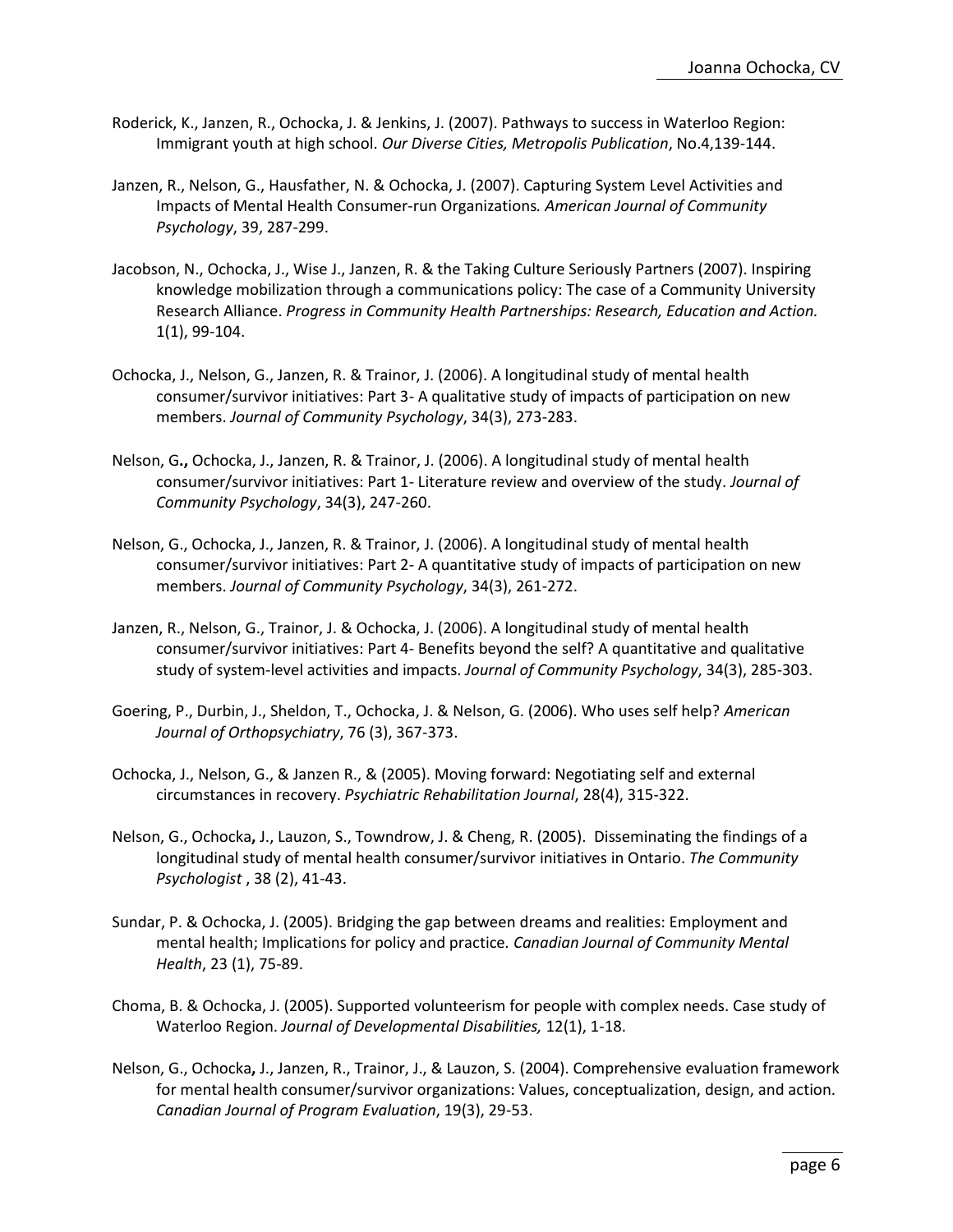Roderick, K., Janzen, R., Ochocka, J. & Jenkins, J. (2007). Pathways to success in Waterloo Region: Immigrant youth at high school. *Our Diverse Cities, Metropolis Publication*, No.4,139-144.

Janzen, R., Nelson, G., Hausfather, N. & Ochocka, J. (2007). Capturing System Level Activities and Impacts of Mental Health Consumer-run Organizations. *American Journal of Community Psychology*, 39, 287-299.

Jacobson, N., Ochocka, J., Wise J., Janzen, R. & the Taking Culture Seriously Partners (2007). Inspiring knowledge mobilization through a communications policy: The case of a Community University Research Alliance. *Progress in Community Health Partnerships: Research, Education and Action.* 1(1), 99-104.

Ochocka, J., Nelson, G., Janzen, R. & Trainor, J. (2006). A longitudinal study of mental health consumer/survivor initiatives: Part 3- A qualitative study of impacts of participation on new members. *Journal of Community Psychology*, 34(3), 273-283.

Nelson, G**.,** Ochocka, J., Janzen, R. & Trainor, J. (2006). A longitudinal study of mental health consumer/survivor initiatives: Part 1- Literature review and overview of the study. *Journal of Community Psychology*, 34(3), 247-260.

Nelson, G., Ochocka, J., Janzen, R. & Trainor, J. (2006). A longitudinal study of mental health consumer/survivor initiatives: Part 2- A quantitative study of impacts of participation on new members. *Journal of Community Psychology*, 34(3), 261-272.

Janzen, R., Nelson, G., Trainor, J. & Ochocka, J. (2006). A longitudinal study of mental health consumer/survivor initiatives: Part 4- Benefits beyond the self? A quantitative and qualitative study of system-level activities and impacts. *Journal of Community Psychology*, 34(3), 285-303.

Goering, P., Durbin, J., Sheldon, T., Ochocka, J. & Nelson, G. (2006). Who uses self help? *American Journal of Orthopsychiatry*, 76 (3), 367-373.

Ochocka, J., Nelson, G., & Janzen R., & (2005). Moving forward: Negotiating self and external circumstances in recovery. *Psychiatric Rehabilitation Journal*, 28(4), 315-322.

Nelson, G., Ochocka**,** J., Lauzon, S., Towndrow, J. & Cheng, R. (2005). Disseminating the findings of a longitudinal study of mental health consumer/survivor initiatives in Ontario. *The Community Psychologist* , 38 (2), 41-43.

Sundar, P. & Ochocka, J. (2005). Bridging the gap between dreams and realities: Employment and mental health; Implications for policy and practice. *Canadian Journal of Community Mental Health*, 23 (1), 75-89.

Choma, B. & Ochocka, J. (2005). Supported volunteerism for people with complex needs. Case study of Waterloo Region. *Journal of Developmental Disabilities,* 12(1), 1-18.

Nelson, G., Ochocka**,** J., Janzen, R., Trainor, J., & Lauzon, S. (2004). Comprehensive evaluation framework for mental health consumer/survivor organizations: Values, conceptualization, design, and action. *Canadian Journal of Program Evaluation*, 19(3), 29-53.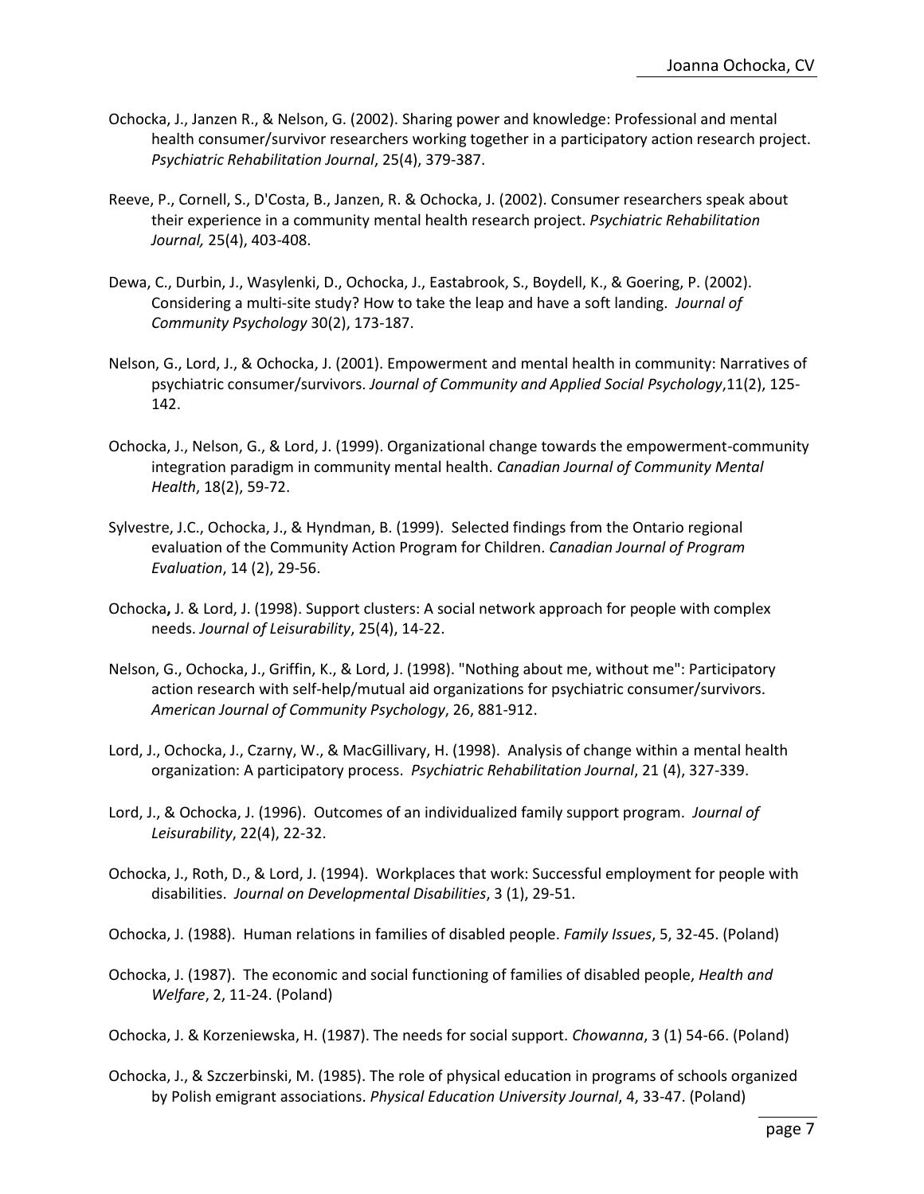Ochocka, J., Janzen R., & Nelson, G. (2002). Sharing power and knowledge: Professional and mental health consumer/survivor researchers working together in a participatory action research project. *Psychiatric Rehabilitation Journal*, 25(4), 379-387.

Reeve, P., Cornell, S., D'Costa, B., Janzen, R. & Ochocka, J. (2002). Consumer researchers speak about their experience in a community mental health research project. *Psychiatric Rehabilitation Journal,* 25(4), 403-408.

Dewa, C., Durbin, J., Wasylenki, D., Ochocka, J., Eastabrook, S., Boydell, K., & Goering, P. (2002). Considering a multi-site study? How to take the leap and have a soft landing. *Journal of Community Psychology* 30(2), 173-187.

Nelson, G., Lord, J., & Ochocka, J. (2001). Empowerment and mental health in community: Narratives of psychiatric consumer/survivors. *Journal of Community and Applied Social Psychology*,11(2), 125-142.

Ochocka, J., Nelson, G., & Lord, J. (1999). Organizational change towards the empowerment-community integration paradigm in community mental health. *Canadian Journal of Community Mental Health*, 18(2), 59-72.

Sylvestre, J.C., Ochocka, J., & Hyndman, B. (1999). Selected findings from the Ontario regional evaluation of the Community Action Program for Children. *Canadian Journal of Program Evaluation*, 14 (2), 29-56.

Ochocka**,** J. & Lord, J. (1998). Support clusters: A social network approach for people with complex needs. *Journal of Leisurability*, 25(4), 14-22.

Nelson, G., Ochocka, J., Griffin, K., & Lord, J. (1998). "Nothing about me, without me": Participatory action research with self-help/mutual aid organizations for psychiatric consumer/survivors. *American Journal of Community Psychology*, 26, 881-912.

Lord, J., Ochocka, J., Czarny, W., & MacGillivary, H. (1998). Analysis of change within a mental health organization: A participatory process. *Psychiatric Rehabilitation Journal*, 21 (4), 327-339.

Lord, J., & Ochocka, J. (1996). Outcomes of an individualized family support program. *Journal of Leisurability*, 22(4), 22-32.

Ochocka, J., Roth, D., & Lord, J. (1994). Workplaces that work: Successful employment for people with disabilities. *Journal on Developmental Disabilities*, 3 (1), 29-51.

Ochocka, J. (1988). Human relations in families of disabled people. *Family Issues*, 5, 32-45. (Poland)

Ochocka, J. (1987). The economic and social functioning of families of disabled people, *Health and Welfare*, 2, 11-24. (Poland)

Ochocka, J. & Korzeniewska, H. (1987). The needs for social support. *Chowanna*, 3 (1) 54-66. (Poland)

Ochocka, J., & Szczerbinski, M. (1985). The role of physical education in programs of schools organized by Polish emigrant associations. *Physical Education University Journal*, 4, 33-47. (Poland)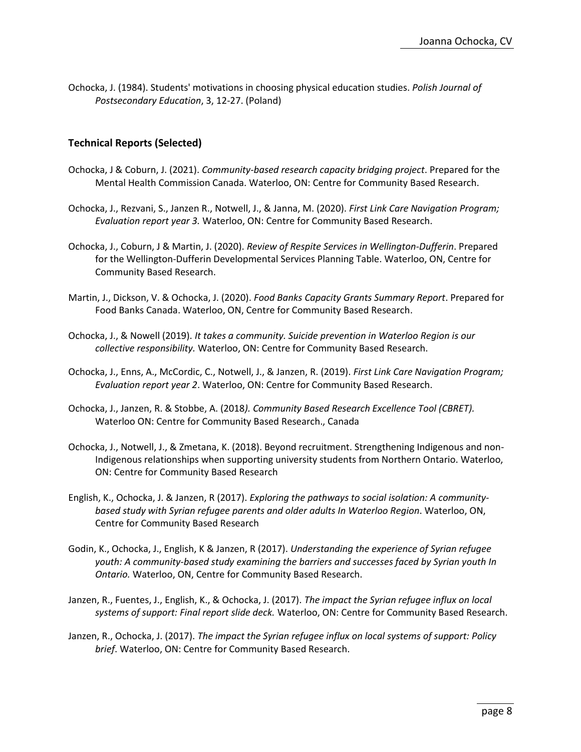Ochocka, J. (1984). Students' motivations in choosing physical education studies. *Polish Journal of Postsecondary Education*, 3, 12-27. (Poland)

### Technical Reports (Selected)

Ochocka, J & Coburn, J. (2021). *Community-based research capacity bridging project*. Prepared for the Mental Health Commission Canada. Waterloo, ON: Centre for Community Based Research.

Ochocka, J., Rezvani, S., Janzen R., Notwell, J., & Janna, M. (2020). *First Link Care Navigation Program; Evaluation report year 3.* Waterloo, ON: Centre for Community Based Research.

Ochocka, J., Coburn, J & Martin, J. (2020). *Review of Respite Services in Wellington-Dufferin*. Prepared for the Wellington-Dufferin Developmental Services Planning Table. Waterloo, ON, Centre for Community Based Research.

Martin, J., Dickson, V. & Ochocka, J. (2020). *Food Banks Capacity Grants Summary Report*. Prepared for Food Banks Canada. Waterloo, ON, Centre for Community Based Research.

Ochocka, J., & Nowell (2019). *It takes a community. Suicide prevention in Waterloo Region is our collective responsibility.* Waterloo, ON: Centre for Community Based Research.

Ochocka, J., Enns, A., McCordic, C., Notwell, J., & Janzen, R. (2019). *First Link Care Navigation Program; Evaluation report year 2*. Waterloo, ON: Centre for Community Based Research.

Ochocka, J., Janzen, R. & Stobbe, A. (2018*). Community Based Research Excellence Tool (CBRET).* Waterloo ON: Centre for Community Based Research., Canada

Ochocka, J., Notwell, J., & Zmetana, K. (2018). Beyond recruitment. Strengthening Indigenous and non-Indigenous relationships when supporting university students from Northern Ontario. Waterloo, ON: Centre for Community Based Research

English, K., Ochocka, J. & Janzen, R (2017). *Exploring the pathways to social isolation: A community-based study with Syrian refugee parents and older adults In Waterloo Region*. Waterloo, ON, Centre for Community Based Research

Godin, K., Ochocka, J., English, K & Janzen, R (2017). *Understanding the experience of Syrian refugee youth: A community-based study examining the barriers and successes faced by Syrian youth In Ontario.* Waterloo, ON, Centre for Community Based Research.

Janzen, R., Fuentes, J., English, K., & Ochocka, J. (2017). *The impact the Syrian refugee influx on local systems of support: Final report slide deck.* Waterloo, ON: Centre for Community Based Research.

Janzen, R., Ochocka, J. (2017). *The impact the Syrian refugee influx on local systems of support: Policy brief*. Waterloo, ON: Centre for Community Based Research.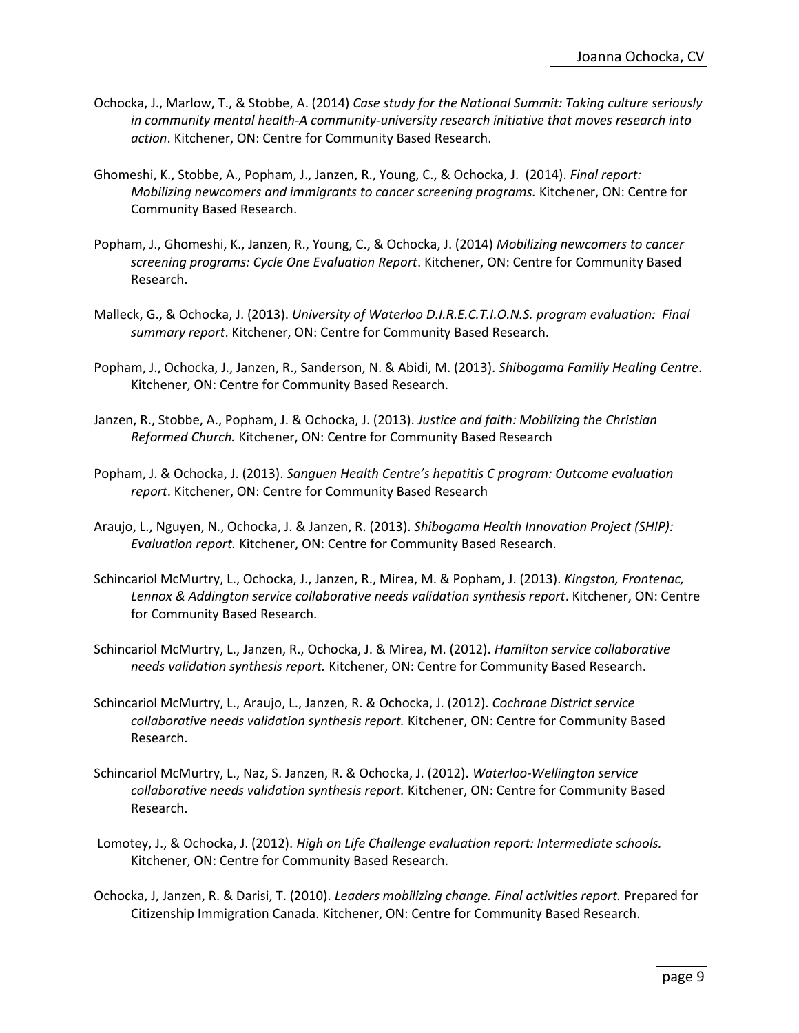Ochocka, J., Marlow, T., & Stobbe, A. (2014) *Case study for the National Summit: Taking culture seriously in community mental health-A community-university research initiative that moves research into action*. Kitchener, ON: Centre for Community Based Research.

Ghomeshi, K., Stobbe, A., Popham, J., Janzen, R., Young, C., & Ochocka, J. (2014). *Final report: Mobilizing newcomers and immigrants to cancer screening programs.* Kitchener, ON: Centre for Community Based Research.

Popham, J., Ghomeshi, K., Janzen, R., Young, C., & Ochocka, J. (2014) *Mobilizing newcomers to cancer screening programs: Cycle One Evaluation Report*. Kitchener, ON: Centre for Community Based Research.

Malleck, G., & Ochocka, J. (2013). *University of Waterloo D.I.R.E.C.T.I.O.N.S. program evaluation: Final summary report*. Kitchener, ON: Centre for Community Based Research.

Popham, J., Ochocka, J., Janzen, R., Sanderson, N. & Abidi, M. (2013). *Shibogama Familiy Healing Centre*. Kitchener, ON: Centre for Community Based Research.

Janzen, R., Stobbe, A., Popham, J. & Ochocka, J. (2013). *Justice and faith: Mobilizing the Christian Reformed Church.* Kitchener, ON: Centre for Community Based Research

Popham, J. & Ochocka, J. (2013). *Sanguen Health Centre's hepatitis C program: Outcome evaluation report*. Kitchener, ON: Centre for Community Based Research

Araujo, L., Nguyen, N., Ochocka, J. & Janzen, R. (2013). *Shibogama Health Innovation Project (SHIP): Evaluation report.* Kitchener, ON: Centre for Community Based Research.

Schincariol McMurtry, L., Ochocka, J., Janzen, R., Mirea, M. & Popham, J. (2013). *Kingston, Frontenac, Lennox & Addington service collaborative needs validation synthesis report*. Kitchener, ON: Centre for Community Based Research.

Schincariol McMurtry, L., Janzen, R., Ochocka, J. & Mirea, M. (2012). *Hamilton service collaborative needs validation synthesis report.* Kitchener, ON: Centre for Community Based Research.

Schincariol McMurtry, L., Araujo, L., Janzen, R. & Ochocka, J. (2012). *Cochrane District service collaborative needs validation synthesis report.* Kitchener, ON: Centre for Community Based Research.

Schincariol McMurtry, L., Naz, S. Janzen, R. & Ochocka, J. (2012). *Waterloo-Wellington service collaborative needs validation synthesis report.* Kitchener, ON: Centre for Community Based Research.

Lomotey, J., & Ochocka, J. (2012). *High on Life Challenge evaluation report: Intermediate schools.* Kitchener, ON: Centre for Community Based Research.

Ochocka, J, Janzen, R. & Darisi, T. (2010). *Leaders mobilizing change. Final activities report.* Prepared for Citizenship Immigration Canada. Kitchener, ON: Centre for Community Based Research.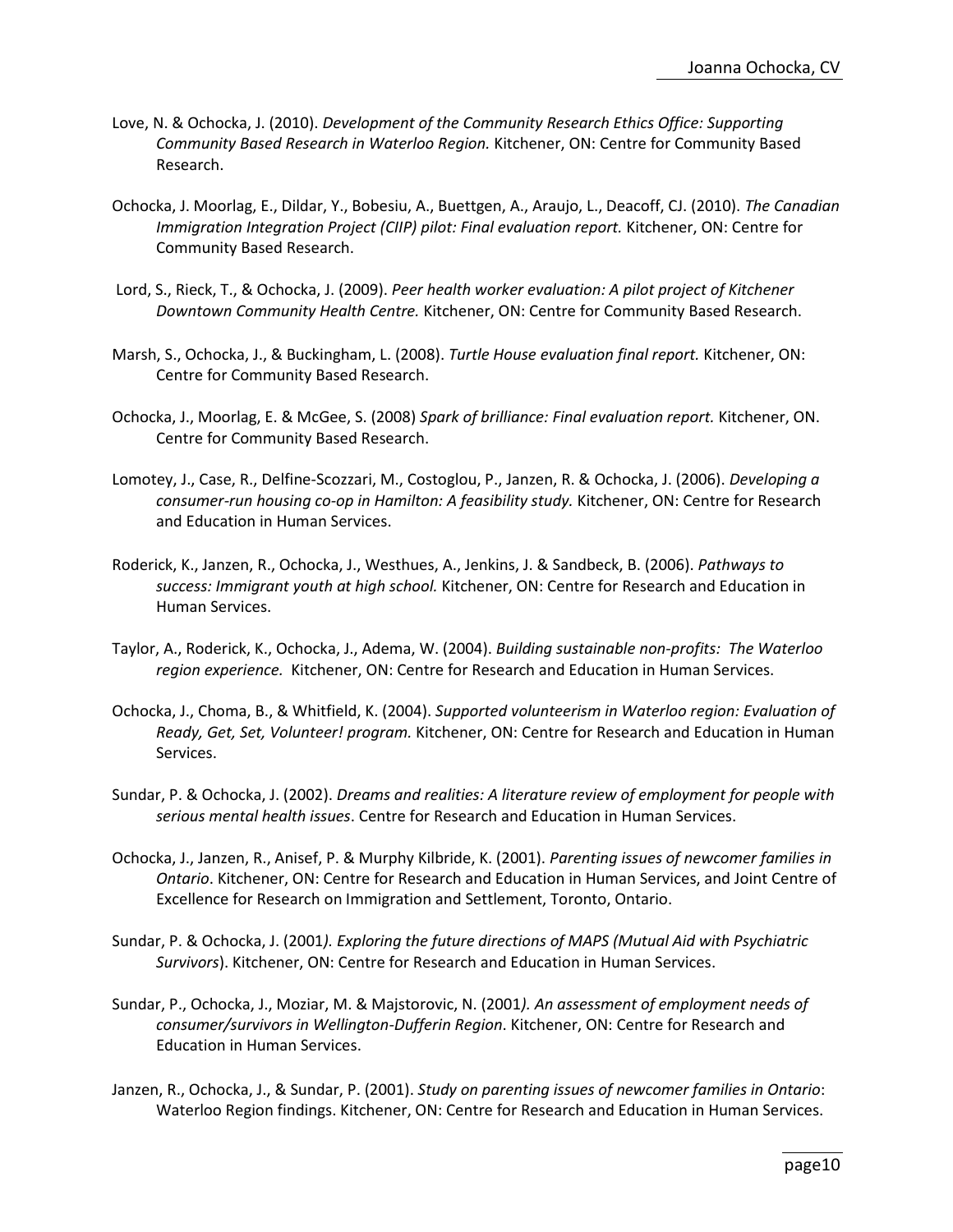Love, N. & Ochocka, J. (2010). *Development of the Community Research Ethics Office: Supporting Community Based Research in Waterloo Region.* Kitchener, ON: Centre for Community Based Research.

Ochocka, J. Moorlag, E., Dildar, Y., Bobesiu, A., Buettgen, A., Araujo, L., Deacoff, CJ. (2010). *The Canadian Immigration Integration Project (CIIP) pilot: Final evaluation report.* Kitchener, ON: Centre for Community Based Research.

Lord, S., Rieck, T., & Ochocka, J. (2009). *Peer health worker evaluation: A pilot project of Kitchener Downtown Community Health Centre.* Kitchener, ON: Centre for Community Based Research.

Marsh, S., Ochocka, J., & Buckingham, L. (2008). *Turtle House evaluation final report.* Kitchener, ON: Centre for Community Based Research.

Ochocka, J., Moorlag, E. & McGee, S. (2008) *Spark of brilliance: Final evaluation report.* Kitchener, ON. Centre for Community Based Research.

Lomotey, J., Case, R., Delfine-Scozzari, M., Costoglou, P., Janzen, R. & Ochocka, J. (2006). *Developing a consumer-run housing co-op in Hamilton: A feasibility study.* Kitchener, ON: Centre for Research and Education in Human Services.

Roderick, K., Janzen, R., Ochocka, J., Westhues, A., Jenkins, J. & Sandbeck, B. (2006). *Pathways to success: Immigrant youth at high school.* Kitchener, ON: Centre for Research and Education in Human Services.

Taylor, A., Roderick, K., Ochocka, J., Adema, W. (2004). *Building sustainable non-profits: The Waterloo region experience.* Kitchener, ON: Centre for Research and Education in Human Services.

Ochocka, J., Choma, B., & Whitfield, K. (2004). *Supported volunteerism in Waterloo region: Evaluation of Ready, Get, Set, Volunteer! program.* Kitchener, ON: Centre for Research and Education in Human Services.

Sundar, P. & Ochocka, J. (2002). *Dreams and realities: A literature review of employment for people with serious mental health issues*. Centre for Research and Education in Human Services.

Ochocka, J., Janzen, R., Anisef, P. & Murphy Kilbride, K. (2001). *Parenting issues of newcomer families in Ontario*. Kitchener, ON: Centre for Research and Education in Human Services, and Joint Centre of Excellence for Research on Immigration and Settlement, Toronto, Ontario.

Sundar, P. & Ochocka, J. (2001*). Exploring the future directions of MAPS (Mutual Aid with Psychiatric Survivors*). Kitchener, ON: Centre for Research and Education in Human Services.

Sundar, P., Ochocka, J., Moziar, M. & Majstorovic, N. (2001*). An assessment of employment needs of consumer/survivors in Wellington-Dufferin Region*. Kitchener, ON: Centre for Research and Education in Human Services.

Janzen, R., Ochocka, J., & Sundar, P. (2001). *Study on parenting issues of newcomer families in Ontario*: Waterloo Region findings. Kitchener, ON: Centre for Research and Education in Human Services.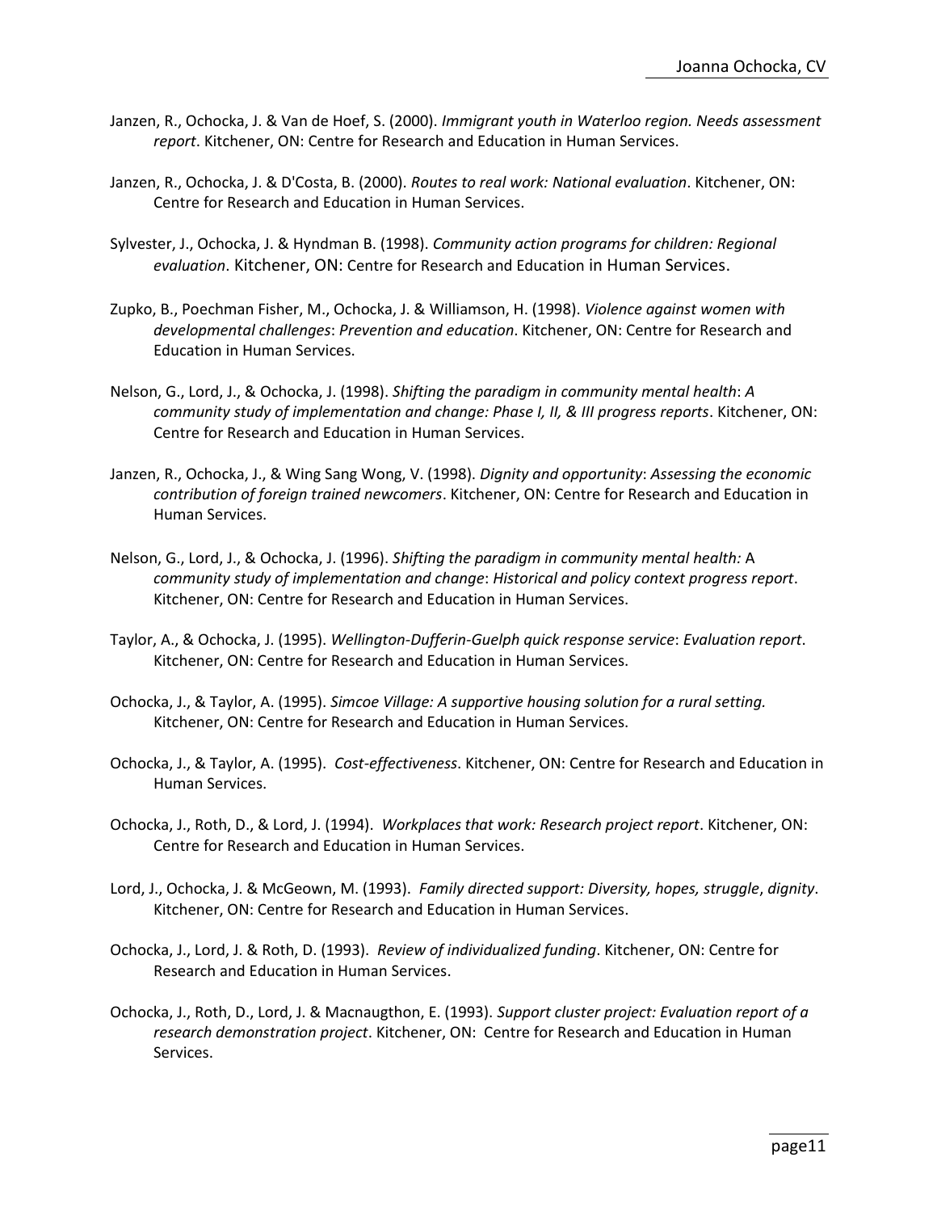Janzen, R., Ochocka, J. & Van de Hoef, S. (2000). *Immigrant youth in Waterloo region. Needs assessment report*. Kitchener, ON: Centre for Research and Education in Human Services.

Janzen, R., Ochocka, J. & D'Costa, B. (2000). *Routes to real work: National evaluation*. Kitchener, ON: Centre for Research and Education in Human Services.

Sylvester, J., Ochocka, J. & Hyndman B. (1998). *Community action programs for children: Regional evaluation*. Kitchener, ON: Centre for Research and Education in Human Services.

Zupko, B., Poechman Fisher, M., Ochocka, J. & Williamson, H. (1998). *Violence against women with developmental challenges*: *Prevention and education*. Kitchener, ON: Centre for Research and Education in Human Services.

Nelson, G., Lord, J., & Ochocka, J. (1998). *Shifting the paradigm in community mental health*: *A community study of implementation and change: Phase I, II, & III progress reports*. Kitchener, ON: Centre for Research and Education in Human Services.

Janzen, R., Ochocka, J., & Wing Sang Wong, V. (1998). *Dignity and opportunity*: *Assessing the economic contribution of foreign trained newcomers*. Kitchener, ON: Centre for Research and Education in Human Services.

Nelson, G., Lord, J., & Ochocka, J. (1996). *Shifting the paradigm in community mental health:* A *community study of implementation and change*: *Historical and policy context progress report*. Kitchener, ON: Centre for Research and Education in Human Services.

Taylor, A., & Ochocka, J. (1995). *Wellington-Dufferin-Guelph quick response service*: *Evaluation report*. Kitchener, ON: Centre for Research and Education in Human Services.

Ochocka, J., & Taylor, A. (1995). *Simcoe Village: A supportive housing solution for a rural setting.* Kitchener, ON: Centre for Research and Education in Human Services.

Ochocka, J., & Taylor, A. (1995). *Cost-effectiveness*. Kitchener, ON: Centre for Research and Education in Human Services.

Ochocka, J., Roth, D., & Lord, J. (1994). *Workplaces that work: Research project report*. Kitchener, ON: Centre for Research and Education in Human Services.

Lord, J., Ochocka, J. & McGeown, M. (1993). *Family directed support: Diversity, hopes, struggle*, *dignity*. Kitchener, ON: Centre for Research and Education in Human Services.

Ochocka, J., Lord, J. & Roth, D. (1993). *Review of individualized funding*. Kitchener, ON: Centre for Research and Education in Human Services.

Ochocka, J., Roth, D., Lord, J. & Macnaugthon, E. (1993). *Support cluster project: Evaluation report of a research demonstration project*. Kitchener, ON: Centre for Research and Education in Human Services.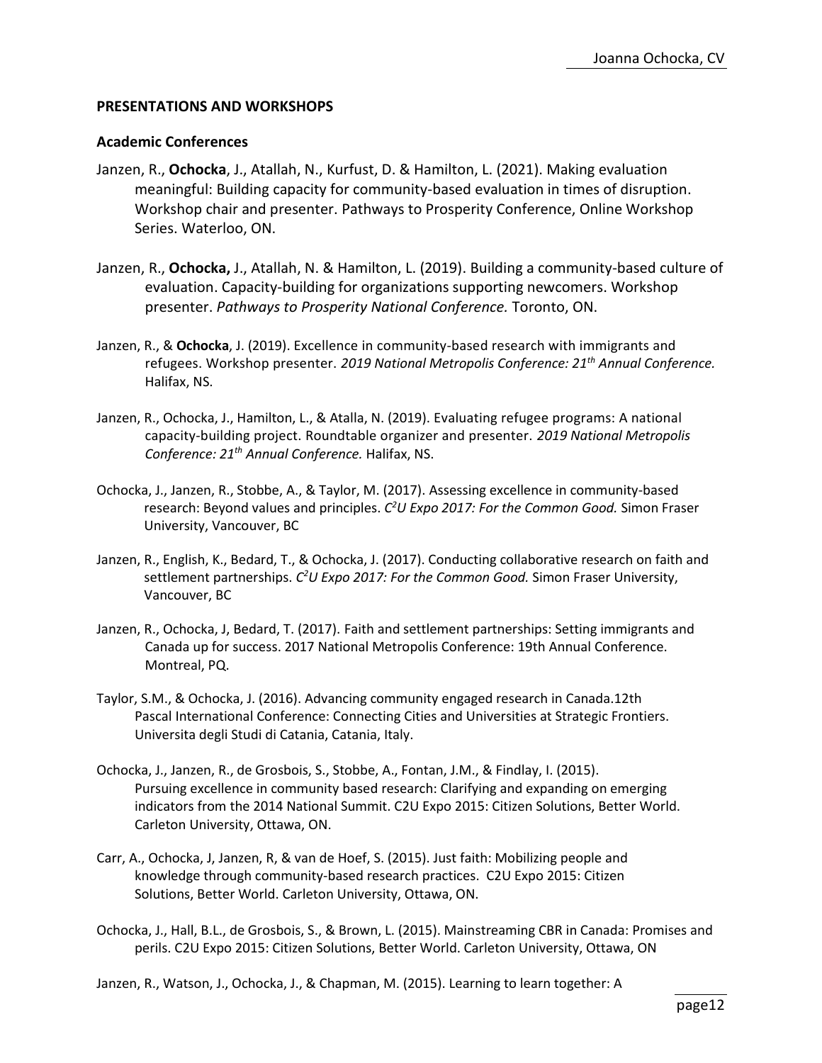## PRESENTATIONS AND WORKSHOPS

### Academic Conferences

Janzen, R., **Ochocka**, J., Atallah, N., Kurfust, D. & Hamilton, L. (2021). Making evaluation meaningful: Building capacity for community-based evaluation in times of disruption. Workshop chair and presenter. Pathways to Prosperity Conference, Online Workshop Series. Waterloo, ON.

Janzen, R., **Ochocka,** J., Atallah, N. & Hamilton, L. (2019). Building a community-based culture of evaluation. Capacity-building for organizations supporting newcomers. Workshop presenter. *Pathways to Prosperity National Conference.* Toronto, ON.

Janzen, R., & **Ochocka**, J. (2019). Excellence in community-based research with immigrants and refugees. Workshop presenter. *2019 National Metropolis Conference: 21th Annual Conference.* Halifax, NS.

Janzen, R., Ochocka, J., Hamilton, L., & Atalla, N. (2019). Evaluating refugee programs: A national capacity-building project. Roundtable organizer and presenter. *2019 National Metropolis Conference: 21th Annual Conference.* Halifax, NS.

Ochocka, J., Janzen, R., Stobbe, A., & Taylor, M. (2017). Assessing excellence in community-based research: Beyond values and principles. *C2U Expo 2017: For the Common Good.* Simon Fraser University, Vancouver, BC

Janzen, R., English, K., Bedard, T., & Ochocka, J. (2017). Conducting collaborative research on faith and settlement partnerships. *C2U Expo 2017: For the Common Good.* Simon Fraser University, Vancouver, BC

Janzen, R., Ochocka, J, Bedard, T. (2017). Faith and settlement partnerships: Setting immigrants and Canada up for success. 2017 National Metropolis Conference: 19th Annual Conference. Montreal, PQ.

Taylor, S.M., & Ochocka, J. (2016). Advancing community engaged research in Canada.12th Pascal International Conference: Connecting Cities and Universities at Strategic Frontiers. Universita degli Studi di Catania, Catania, Italy.

Ochocka, J., Janzen, R., de Grosbois, S., Stobbe, A., Fontan, J.M., & Findlay, I. (2015). Pursuing excellence in community based research: Clarifying and expanding on emerging indicators from the 2014 National Summit. C2U Expo 2015: Citizen Solutions, Better World. Carleton University, Ottawa, ON.

Carr, A., Ochocka, J, Janzen, R, & van de Hoef, S. (2015). Just faith: Mobilizing people and knowledge through community-based research practices. C2U Expo 2015: Citizen Solutions, Better World. Carleton University, Ottawa, ON.

Ochocka, J., Hall, B.L., de Grosbois, S., & Brown, L. (2015). Mainstreaming CBR in Canada: Promises and perils. C2U Expo 2015: Citizen Solutions, Better World. Carleton University, Ottawa, ON

Janzen, R., Watson, J., Ochocka, J., & Chapman, M. (2015). Learning to learn together: A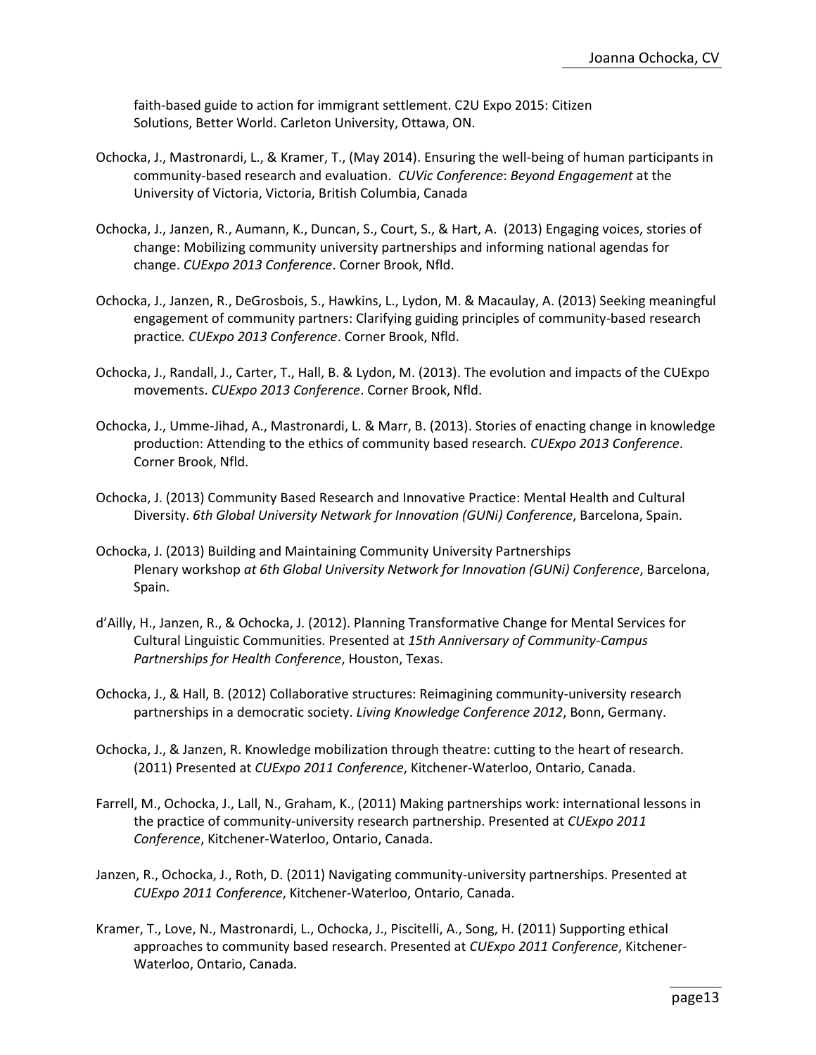faith-based guide to action for immigrant settlement. C2U Expo 2015: Citizen Solutions, Better World. Carleton University, Ottawa, ON.

Ochocka, J., Mastronardi, L., & Kramer, T., (May 2014). Ensuring the well-being of human participants in community-based research and evaluation. *CUVic Conference*: *Beyond Engagement* at the University of Victoria, Victoria, British Columbia, Canada

Ochocka, J., Janzen, R., Aumann, K., Duncan, S., Court, S., & Hart, A. (2013) Engaging voices, stories of change: Mobilizing community university partnerships and informing national agendas for change. *CUExpo 2013 Conference*. Corner Brook, Nfld.

Ochocka, J., Janzen, R., DeGrosbois, S., Hawkins, L., Lydon, M. & Macaulay, A. (2013) Seeking meaningful engagement of community partners: Clarifying guiding principles of community-based research practice*. CUExpo 2013 Conference*. Corner Brook, Nfld.

Ochocka, J., Randall, J., Carter, T., Hall, B. & Lydon, M. (2013). The evolution and impacts of the CUExpo movements. *CUExpo 2013 Conference*. Corner Brook, Nfld.

Ochocka, J., Umme-Jihad, A., Mastronardi, L. & Marr, B. (2013). Stories of enacting change in knowledge production: Attending to the ethics of community based research*. CUExpo 2013 Conference*. Corner Brook, Nfld.

Ochocka, J. (2013) Community Based Research and Innovative Practice: Mental Health and Cultural Diversity. *6th Global University Network for Innovation (GUNi) Conference*, Barcelona, Spain.

Ochocka, J. (2013) Building and Maintaining Community University Partnerships Plenary workshop *at 6th Global University Network for Innovation (GUNi) Conference*, Barcelona, Spain.

d'Ailly, H., Janzen, R., & Ochocka, J. (2012). Planning Transformative Change for Mental Services for Cultural Linguistic Communities. Presented at *15th Anniversary of Community-Campus Partnerships for Health Conference*, Houston, Texas.

Ochocka, J., & Hall, B. (2012) Collaborative structures: Reimagining community-university research partnerships in a democratic society. *Living Knowledge Conference 2012*, Bonn, Germany.

Ochocka, J., & Janzen, R. Knowledge mobilization through theatre: cutting to the heart of research. (2011) Presented at *CUExpo 2011 Conference*, Kitchener-Waterloo, Ontario, Canada.

Farrell, M., Ochocka, J., Lall, N., Graham, K., (2011) Making partnerships work: international lessons in the practice of community-university research partnership. Presented at *CUExpo 2011 Conference*, Kitchener-Waterloo, Ontario, Canada.

Janzen, R., Ochocka, J., Roth, D. (2011) Navigating community-university partnerships. Presented at *CUExpo 2011 Conference*, Kitchener-Waterloo, Ontario, Canada.

Kramer, T., Love, N., Mastronardi, L., Ochocka, J., Piscitelli, A., Song, H. (2011) Supporting ethical approaches to community based research. Presented at *CUExpo 2011 Conference*, Kitchener-Waterloo, Ontario, Canada.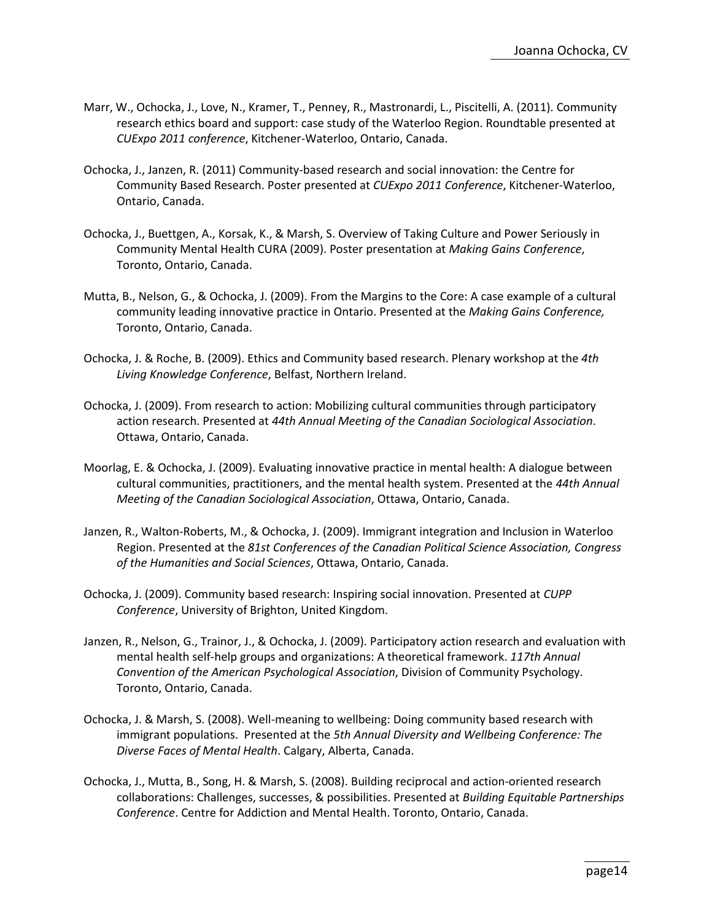Marr, W., Ochocka, J., Love, N., Kramer, T., Penney, R., Mastronardi, L., Piscitelli, A. (2011). Community research ethics board and support: case study of the Waterloo Region. Roundtable presented at *CUExpo 2011 conference*, Kitchener-Waterloo, Ontario, Canada.

Ochocka, J., Janzen, R. (2011) Community-based research and social innovation: the Centre for Community Based Research. Poster presented at *CUExpo 2011 Conference*, Kitchener-Waterloo, Ontario, Canada.

Ochocka, J., Buettgen, A., Korsak, K., & Marsh, S. Overview of Taking Culture and Power Seriously in Community Mental Health CURA (2009). Poster presentation at *Making Gains Conference*, Toronto, Ontario, Canada.

Mutta, B., Nelson, G., & Ochocka, J. (2009). From the Margins to the Core: A case example of a cultural community leading innovative practice in Ontario. Presented at the *Making Gains Conference,* Toronto, Ontario, Canada.

Ochocka, J. & Roche, B. (2009). Ethics and Community based research. Plenary workshop at the *4th Living Knowledge Conference*, Belfast, Northern Ireland.

Ochocka, J. (2009). From research to action: Mobilizing cultural communities through participatory action research. Presented at *44th Annual Meeting of the Canadian Sociological Association*. Ottawa, Ontario, Canada.

Moorlag, E. & Ochocka, J. (2009). Evaluating innovative practice in mental health: A dialogue between cultural communities, practitioners, and the mental health system. Presented at the *44th Annual Meeting of the Canadian Sociological Association*, Ottawa, Ontario, Canada.

Janzen, R., Walton-Roberts, M., & Ochocka, J. (2009). Immigrant integration and Inclusion in Waterloo Region. Presented at the *81st Conferences of the Canadian Political Science Association, Congress of the Humanities and Social Sciences*, Ottawa, Ontario, Canada.

Ochocka, J. (2009). Community based research: Inspiring social innovation. Presented at *CUPP Conference*, University of Brighton, United Kingdom.

Janzen, R., Nelson, G., Trainor, J., & Ochocka, J. (2009). Participatory action research and evaluation with mental health self-help groups and organizations: A theoretical framework. *117th Annual Convention of the American Psychological Association*, Division of Community Psychology. Toronto, Ontario, Canada.

Ochocka, J. & Marsh, S. (2008). Well-meaning to wellbeing: Doing community based research with immigrant populations. Presented at the *5th Annual Diversity and Wellbeing Conference: The Diverse Faces of Mental Health*. Calgary, Alberta, Canada.

Ochocka, J., Mutta, B., Song, H. & Marsh, S. (2008). Building reciprocal and action-oriented research collaborations: Challenges, successes, & possibilities. Presented at *Building Equitable Partnerships Conference*. Centre for Addiction and Mental Health. Toronto, Ontario, Canada.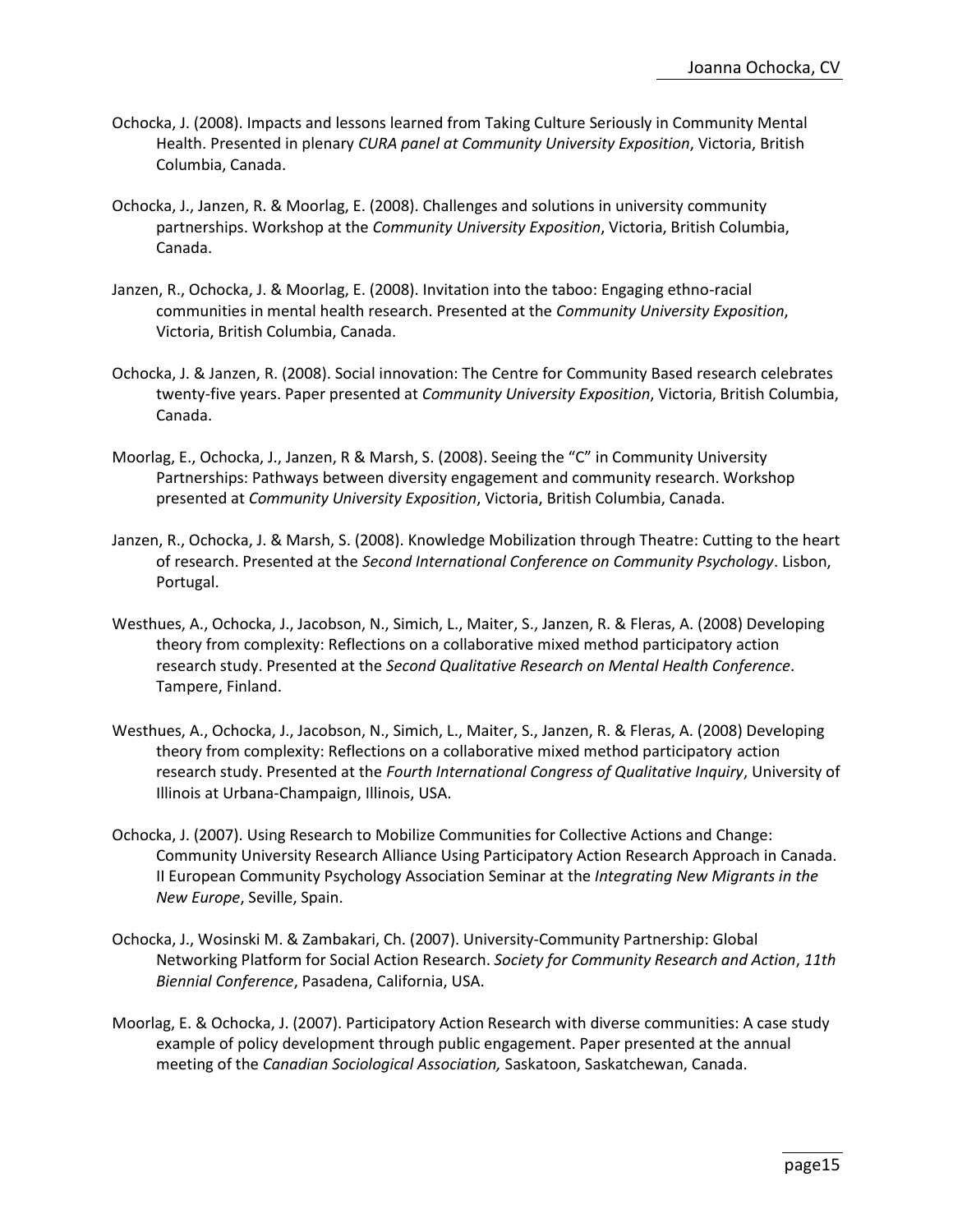Ochocka, J. (2008). Impacts and lessons learned from Taking Culture Seriously in Community Mental Health. Presented in plenary *CURA panel at Community University Exposition*, Victoria, British Columbia, Canada.

Ochocka, J., Janzen, R. & Moorlag, E. (2008). Challenges and solutions in university community partnerships. Workshop at the *Community University Exposition*, Victoria, British Columbia, Canada.

Janzen, R., Ochocka, J. & Moorlag, E. (2008). Invitation into the taboo: Engaging ethno-racial communities in mental health research. Presented at the *Community University Exposition*, Victoria, British Columbia, Canada.

Ochocka, J. & Janzen, R. (2008). Social innovation: The Centre for Community Based research celebrates twenty-five years. Paper presented at *Community University Exposition*, Victoria, British Columbia, Canada.

Moorlag, E., Ochocka, J., Janzen, R & Marsh, S. (2008). Seeing the "C" in Community University Partnerships: Pathways between diversity engagement and community research. Workshop presented at *Community University Exposition*, Victoria, British Columbia, Canada.

Janzen, R., Ochocka, J. & Marsh, S. (2008). Knowledge Mobilization through Theatre: Cutting to the heart of research. Presented at the *Second International Conference on Community Psychology*. Lisbon, Portugal.

Westhues, A., Ochocka, J., Jacobson, N., Simich, L., Maiter, S., Janzen, R. & Fleras, A. (2008) Developing theory from complexity: Reflections on a collaborative mixed method participatory action research study. Presented at the *Second Qualitative Research on Mental Health Conference*. Tampere, Finland.

Westhues, A., Ochocka, J., Jacobson, N., Simich, L., Maiter, S., Janzen, R. & Fleras, A. (2008) Developing theory from complexity: Reflections on a collaborative mixed method participatory action research study. Presented at the *Fourth International Congress of Qualitative Inquiry*, University of Illinois at Urbana-Champaign, Illinois, USA.

Ochocka, J. (2007). Using Research to Mobilize Communities for Collective Actions and Change: Community University Research Alliance Using Participatory Action Research Approach in Canada. II European Community Psychology Association Seminar at the *Integrating New Migrants in the New Europe*, Seville, Spain.

Ochocka, J., Wosinski M. & Zambakari, Ch. (2007). University-Community Partnership: Global Networking Platform for Social Action Research. *Society for Community Research and Action*, *11th Biennial Conference*, Pasadena, California, USA.

Moorlag, E. & Ochocka, J. (2007). Participatory Action Research with diverse communities: A case study example of policy development through public engagement. Paper presented at the annual meeting of the *Canadian Sociological Association,* Saskatoon, Saskatchewan, Canada.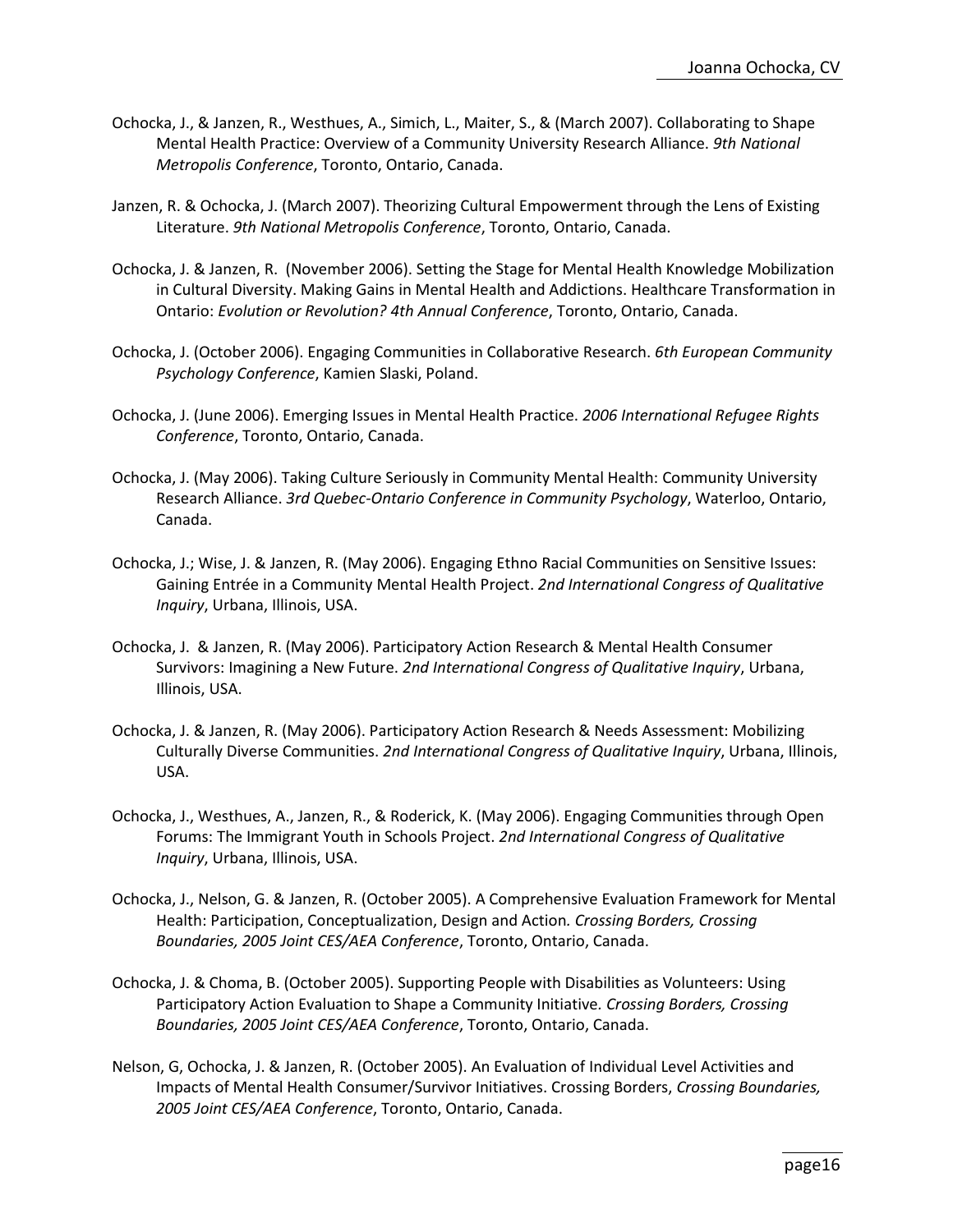Ochocka, J., & Janzen, R., Westhues, A., Simich, L., Maiter, S., & (March 2007). Collaborating to Shape Mental Health Practice: Overview of a Community University Research Alliance. *9th National Metropolis Conference*, Toronto, Ontario, Canada.

Janzen, R. & Ochocka, J. (March 2007). Theorizing Cultural Empowerment through the Lens of Existing Literature. *9th National Metropolis Conference*, Toronto, Ontario, Canada.

Ochocka, J. & Janzen, R. (November 2006). Setting the Stage for Mental Health Knowledge Mobilization in Cultural Diversity. Making Gains in Mental Health and Addictions. Healthcare Transformation in Ontario: *Evolution or Revolution? 4th Annual Conference*, Toronto, Ontario, Canada.

Ochocka, J. (October 2006). Engaging Communities in Collaborative Research. *6th European Community Psychology Conference*, Kamien Slaski, Poland.

Ochocka, J. (June 2006). Emerging Issues in Mental Health Practice. *2006 International Refugee Rights Conference*, Toronto, Ontario, Canada.

Ochocka, J. (May 2006). Taking Culture Seriously in Community Mental Health: Community University Research Alliance. *3rd Quebec-Ontario Conference in Community Psychology*, Waterloo, Ontario, Canada.

Ochocka, J.; Wise, J. & Janzen, R. (May 2006). Engaging Ethno Racial Communities on Sensitive Issues: Gaining Entrée in a Community Mental Health Project. *2nd International Congress of Qualitative Inquiry*, Urbana, Illinois, USA.

Ochocka, J. & Janzen, R. (May 2006). Participatory Action Research & Mental Health Consumer Survivors: Imagining a New Future. *2nd International Congress of Qualitative Inquiry*, Urbana, Illinois, USA.

Ochocka, J. & Janzen, R. (May 2006). Participatory Action Research & Needs Assessment: Mobilizing Culturally Diverse Communities. *2nd International Congress of Qualitative Inquiry*, Urbana, Illinois, USA.

Ochocka, J., Westhues, A., Janzen, R., & Roderick, K. (May 2006). Engaging Communities through Open Forums: The Immigrant Youth in Schools Project. *2nd International Congress of Qualitative Inquiry*, Urbana, Illinois, USA.

Ochocka, J., Nelson, G. & Janzen, R. (October 2005). A Comprehensive Evaluation Framework for Mental Health: Participation, Conceptualization, Design and Action. *Crossing Borders, Crossing Boundaries, 2005 Joint CES/AEA Conference*, Toronto, Ontario, Canada.

Ochocka, J. & Choma, B. (October 2005). Supporting People with Disabilities as Volunteers: Using Participatory Action Evaluation to Shape a Community Initiative. *Crossing Borders, Crossing Boundaries, 2005 Joint CES/AEA Conference*, Toronto, Ontario, Canada.

Nelson, G, Ochocka, J. & Janzen, R. (October 2005). An Evaluation of Individual Level Activities and Impacts of Mental Health Consumer/Survivor Initiatives. Crossing Borders, *Crossing Boundaries, 2005 Joint CES/AEA Conference*, Toronto, Ontario, Canada.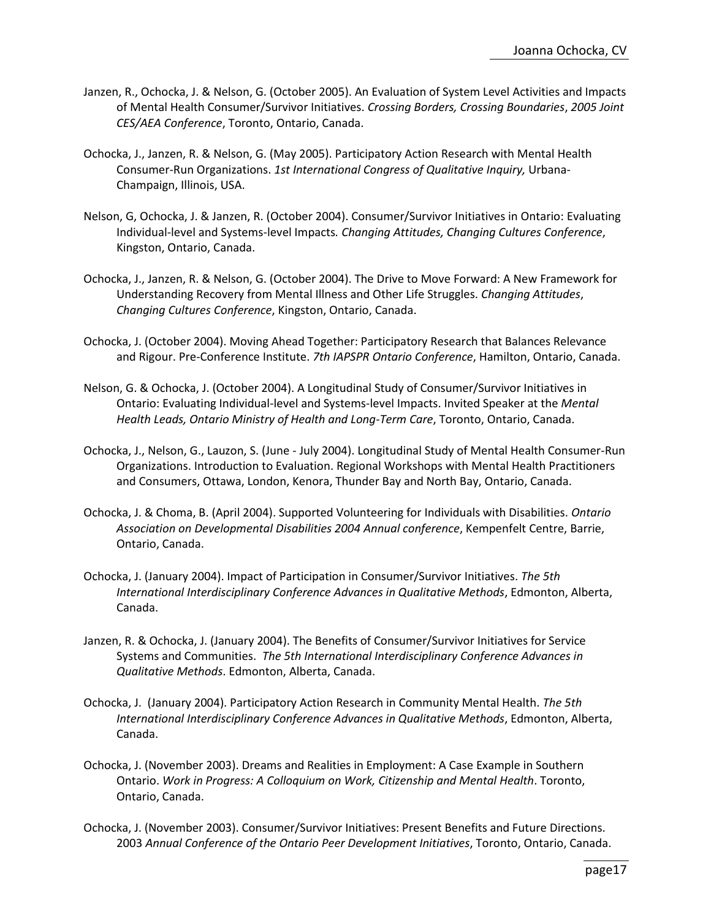Janzen, R., Ochocka, J. & Nelson, G. (October 2005). An Evaluation of System Level Activities and Impacts of Mental Health Consumer/Survivor Initiatives. *Crossing Borders, Crossing Boundaries*, *2005 Joint CES/AEA Conference*, Toronto, Ontario, Canada.

Ochocka, J., Janzen, R. & Nelson, G. (May 2005). Participatory Action Research with Mental Health Consumer-Run Organizations. *1st International Congress of Qualitative Inquiry,* Urbana-Champaign, Illinois, USA.

Nelson, G, Ochocka, J. & Janzen, R. (October 2004). Consumer/Survivor Initiatives in Ontario: Evaluating Individual-level and Systems-level Impacts*. Changing Attitudes, Changing Cultures Conference*, Kingston, Ontario, Canada.

Ochocka, J., Janzen, R. & Nelson, G. (October 2004). The Drive to Move Forward: A New Framework for Understanding Recovery from Mental Illness and Other Life Struggles. *Changing Attitudes*, *Changing Cultures Conference*, Kingston, Ontario, Canada.

Ochocka, J. (October 2004). Moving Ahead Together: Participatory Research that Balances Relevance and Rigour. Pre-Conference Institute. *7th IAPSPR Ontario Conference*, Hamilton, Ontario, Canada.

Nelson, G. & Ochocka, J. (October 2004). A Longitudinal Study of Consumer/Survivor Initiatives in Ontario: Evaluating Individual-level and Systems-level Impacts. Invited Speaker at the *Mental Health Leads, Ontario Ministry of Health and Long-Term Care*, Toronto, Ontario, Canada.

Ochocka, J., Nelson, G., Lauzon, S. (June - July 2004). Longitudinal Study of Mental Health Consumer-Run Organizations. Introduction to Evaluation. Regional Workshops with Mental Health Practitioners and Consumers, Ottawa, London, Kenora, Thunder Bay and North Bay, Ontario, Canada.

Ochocka, J. & Choma, B. (April 2004). Supported Volunteering for Individuals with Disabilities. *Ontario Association on Developmental Disabilities 2004 Annual conference*, Kempenfelt Centre, Barrie, Ontario, Canada.

Ochocka, J. (January 2004). Impact of Participation in Consumer/Survivor Initiatives. *The 5th International Interdisciplinary Conference Advances in Qualitative Methods*, Edmonton, Alberta, Canada.

Janzen, R. & Ochocka, J. (January 2004). The Benefits of Consumer/Survivor Initiatives for Service Systems and Communities. *The 5th International Interdisciplinary Conference Advances in Qualitative Methods*. Edmonton, Alberta, Canada.

Ochocka, J. (January 2004). Participatory Action Research in Community Mental Health. *The 5th International Interdisciplinary Conference Advances in Qualitative Methods*, Edmonton, Alberta, Canada.

Ochocka, J. (November 2003). Dreams and Realities in Employment: A Case Example in Southern Ontario. *Work in Progress: A Colloquium on Work, Citizenship and Mental Health*. Toronto, Ontario, Canada.

Ochocka, J. (November 2003). Consumer/Survivor Initiatives: Present Benefits and Future Directions. 2003 *Annual Conference of the Ontario Peer Development Initiatives*, Toronto, Ontario, Canada.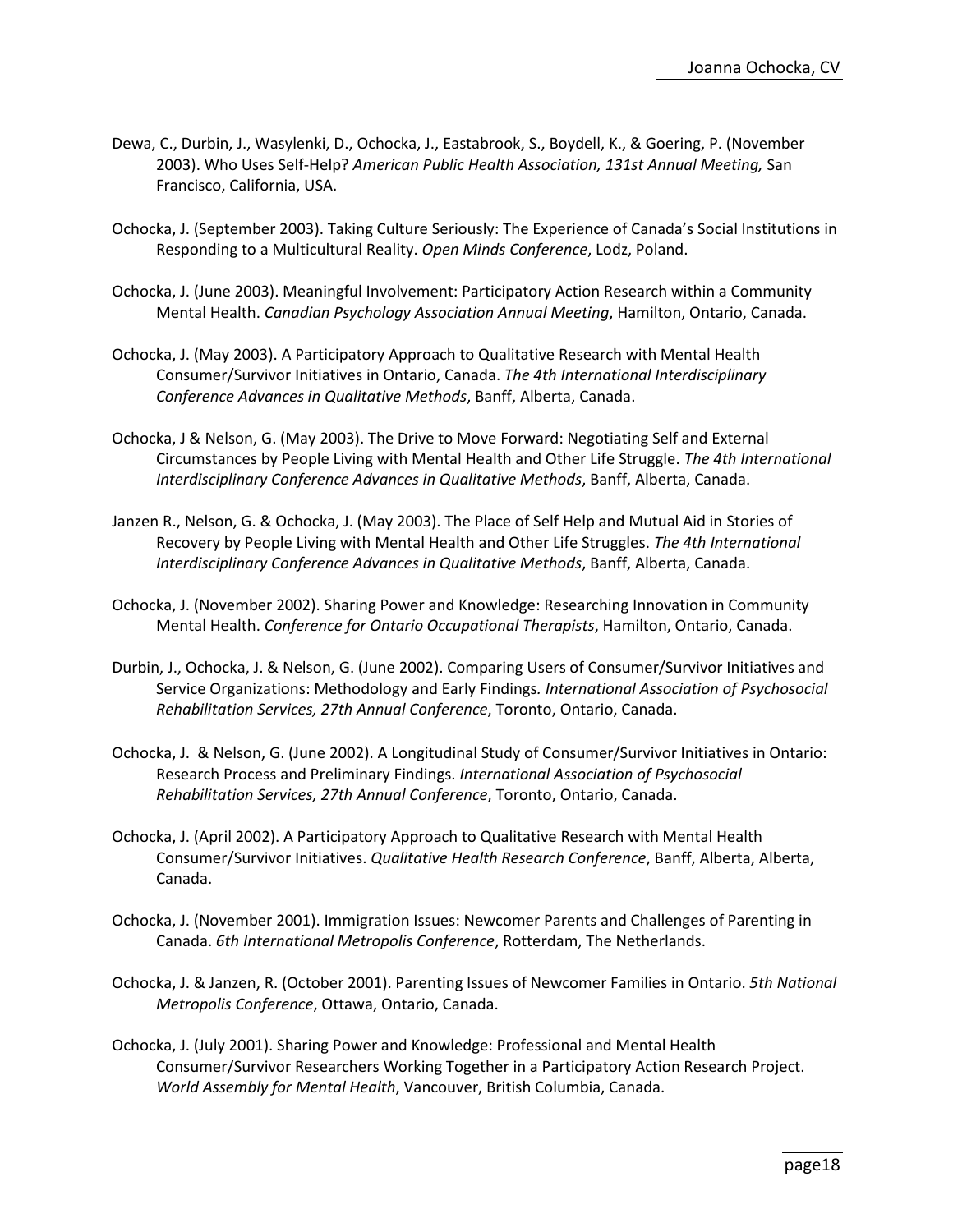Dewa, C., Durbin, J., Wasylenki, D., Ochocka, J., Eastabrook, S., Boydell, K., & Goering, P. (November 2003). Who Uses Self-Help? *American Public Health Association, 131st Annual Meeting,* San Francisco, California, USA.

Ochocka, J. (September 2003). Taking Culture Seriously: The Experience of Canada's Social Institutions in Responding to a Multicultural Reality. *Open Minds Conference*, Lodz, Poland.

Ochocka, J. (June 2003). Meaningful Involvement: Participatory Action Research within a Community Mental Health. *Canadian Psychology Association Annual Meeting*, Hamilton, Ontario, Canada.

Ochocka, J. (May 2003). A Participatory Approach to Qualitative Research with Mental Health Consumer/Survivor Initiatives in Ontario, Canada. *The 4th International Interdisciplinary Conference Advances in Qualitative Methods*, Banff, Alberta, Canada.

Ochocka, J & Nelson, G. (May 2003). The Drive to Move Forward: Negotiating Self and External Circumstances by People Living with Mental Health and Other Life Struggle. *The 4th International Interdisciplinary Conference Advances in Qualitative Methods*, Banff, Alberta, Canada.

Janzen R., Nelson, G. & Ochocka, J. (May 2003). The Place of Self Help and Mutual Aid in Stories of Recovery by People Living with Mental Health and Other Life Struggles. *The 4th International Interdisciplinary Conference Advances in Qualitative Methods*, Banff, Alberta, Canada.

Ochocka, J. (November 2002). Sharing Power and Knowledge: Researching Innovation in Community Mental Health. *Conference for Ontario Occupational Therapists*, Hamilton, Ontario, Canada.

Durbin, J., Ochocka, J. & Nelson, G. (June 2002). Comparing Users of Consumer/Survivor Initiatives and Service Organizations: Methodology and Early Findings*. International Association of Psychosocial Rehabilitation Services, 27th Annual Conference*, Toronto, Ontario, Canada.

Ochocka, J. & Nelson, G. (June 2002). A Longitudinal Study of Consumer/Survivor Initiatives in Ontario: Research Process and Preliminary Findings. *International Association of Psychosocial Rehabilitation Services, 27th Annual Conference*, Toronto, Ontario, Canada.

Ochocka, J. (April 2002). A Participatory Approach to Qualitative Research with Mental Health Consumer/Survivor Initiatives. *Qualitative Health Research Conference*, Banff, Alberta, Alberta, Canada.

Ochocka, J. (November 2001). Immigration Issues: Newcomer Parents and Challenges of Parenting in Canada. *6th International Metropolis Conference*, Rotterdam, The Netherlands.

Ochocka, J. & Janzen, R. (October 2001). Parenting Issues of Newcomer Families in Ontario. *5th National Metropolis Conference*, Ottawa, Ontario, Canada.

Ochocka, J. (July 2001). Sharing Power and Knowledge: Professional and Mental Health Consumer/Survivor Researchers Working Together in a Participatory Action Research Project. *World Assembly for Mental Health*, Vancouver, British Columbia, Canada.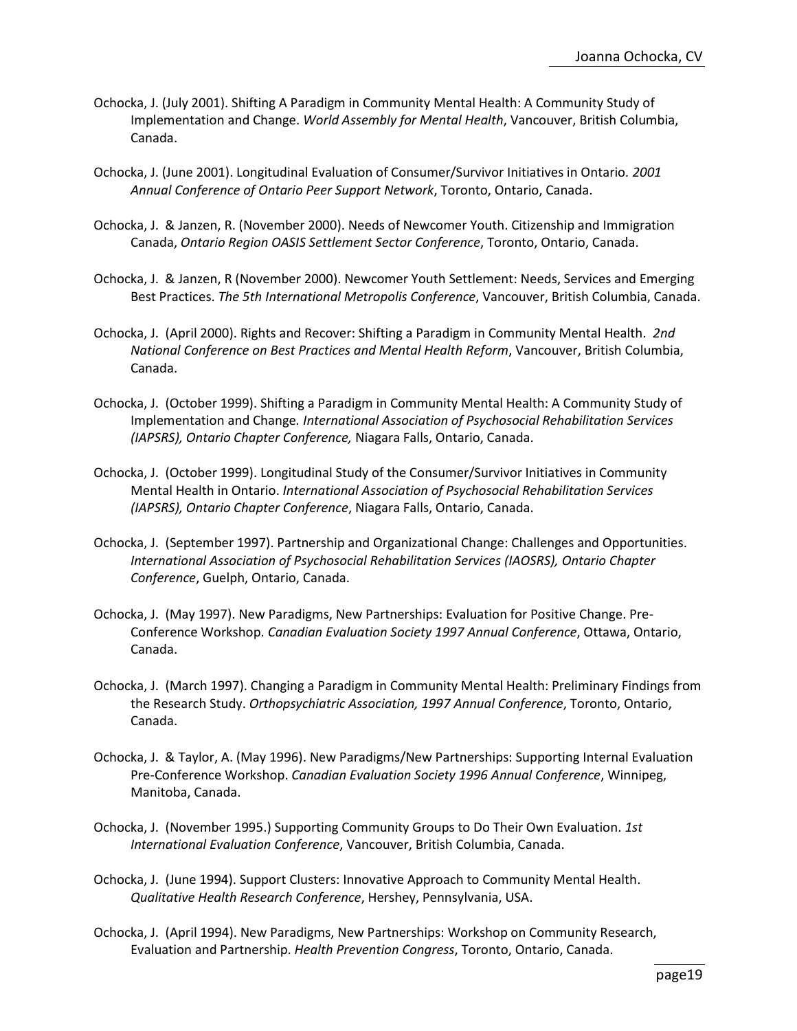Ochocka, J. (July 2001). Shifting A Paradigm in Community Mental Health: A Community Study of Implementation and Change. *World Assembly for Mental Health*, Vancouver, British Columbia, Canada.

Ochocka, J. (June 2001). Longitudinal Evaluation of Consumer/Survivor Initiatives in Ontario. *2001 Annual Conference of Ontario Peer Support Network*, Toronto, Ontario, Canada.

Ochocka, J. & Janzen, R. (November 2000). Needs of Newcomer Youth. Citizenship and Immigration Canada, *Ontario Region OASIS Settlement Sector Conference*, Toronto, Ontario, Canada.

Ochocka, J. & Janzen, R (November 2000). Newcomer Youth Settlement: Needs, Services and Emerging Best Practices. *The 5th International Metropolis Conference*, Vancouver, British Columbia, Canada.

Ochocka, J. (April 2000). Rights and Recover: Shifting a Paradigm in Community Mental Health. *2nd National Conference on Best Practices and Mental Health Reform*, Vancouver, British Columbia, Canada.

Ochocka, J. (October 1999). Shifting a Paradigm in Community Mental Health: A Community Study of Implementation and Change. *International Association of Psychosocial Rehabilitation Services (IAPSRS), Ontario Chapter Conference,* Niagara Falls, Ontario, Canada.

Ochocka, J. (October 1999). Longitudinal Study of the Consumer/Survivor Initiatives in Community Mental Health in Ontario. *International Association of Psychosocial Rehabilitation Services (IAPSRS), Ontario Chapter Conference*, Niagara Falls, Ontario, Canada.

Ochocka, J. (September 1997). Partnership and Organizational Change: Challenges and Opportunities. *International Association of Psychosocial Rehabilitation Services (IAOSRS), Ontario Chapter Conference*, Guelph, Ontario, Canada.

Ochocka, J. (May 1997). New Paradigms, New Partnerships: Evaluation for Positive Change. Pre-Conference Workshop. *Canadian Evaluation Society 1997 Annual Conference*, Ottawa, Ontario, Canada.

Ochocka, J. (March 1997). Changing a Paradigm in Community Mental Health: Preliminary Findings from the Research Study. *Orthopsychiatric Association, 1997 Annual Conference*, Toronto, Ontario, Canada.

Ochocka, J. & Taylor, A. (May 1996). New Paradigms/New Partnerships: Supporting Internal Evaluation Pre-Conference Workshop. *Canadian Evaluation Society 1996 Annual Conference*, Winnipeg, Manitoba, Canada.

Ochocka, J. (November 1995.) Supporting Community Groups to Do Their Own Evaluation. *1st International Evaluation Conference*, Vancouver, British Columbia, Canada.

Ochocka, J. (June 1994). Support Clusters: Innovative Approach to Community Mental Health. *Qualitative Health Research Conference*, Hershey, Pennsylvania, USA.

Ochocka, J. (April 1994). New Paradigms, New Partnerships: Workshop on Community Research, Evaluation and Partnership. *Health Prevention Congress*, Toronto, Ontario, Canada.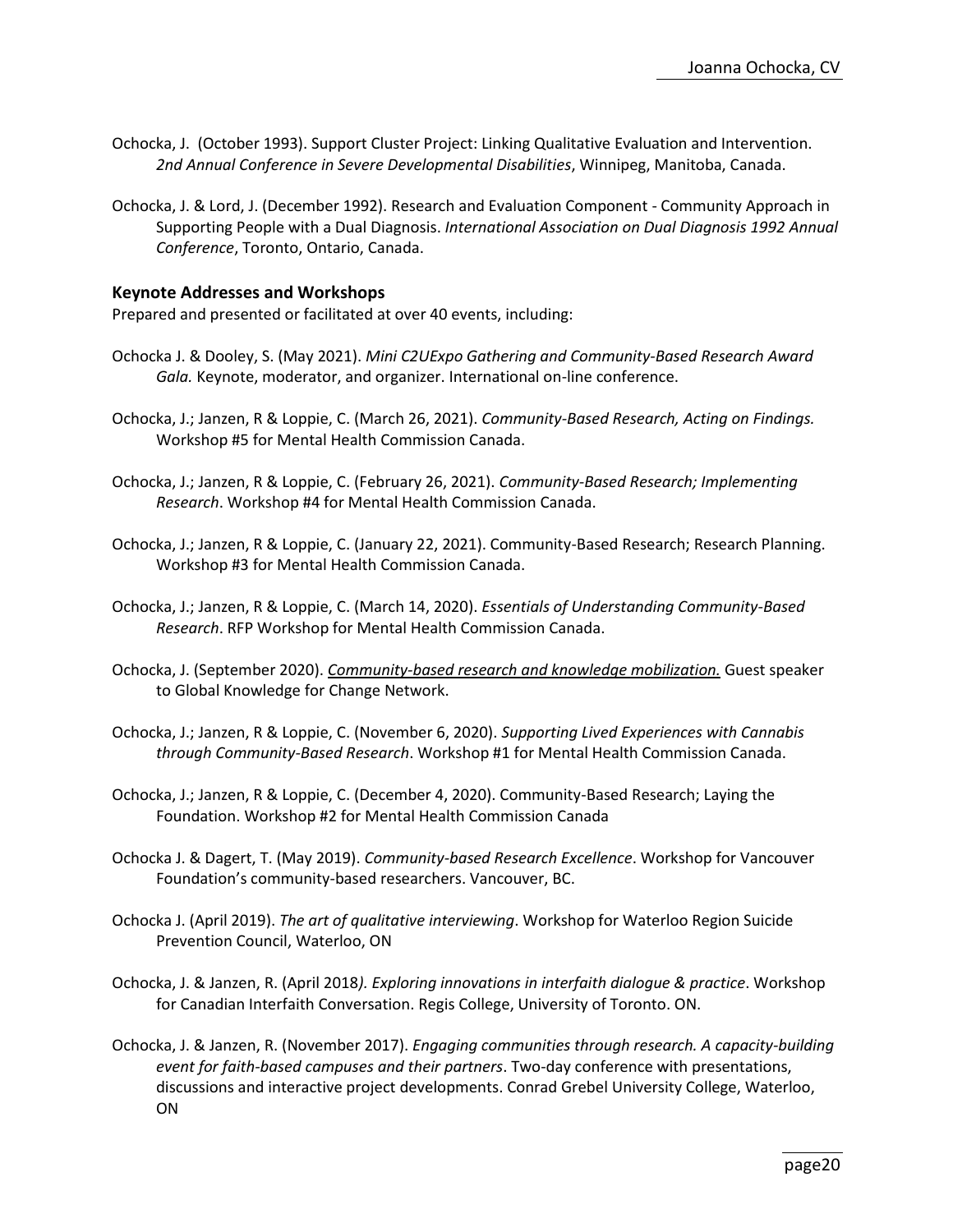Ochocka, J. (October 1993). Support Cluster Project: Linking Qualitative Evaluation and Intervention. *2nd Annual Conference in Severe Developmental Disabilities*, Winnipeg, Manitoba, Canada.

Ochocka, J. & Lord, J. (December 1992). Research and Evaluation Component - Community Approach in Supporting People with a Dual Diagnosis. *International Association on Dual Diagnosis 1992 Annual Conference*, Toronto, Ontario, Canada.

### Keynote Addresses and Workshops

Prepared and presented or facilitated at over 40 events, including:

Ochocka J. & Dooley, S. (May 2021). *Mini C2UExpo Gathering and Community-Based Research Award Gala.* Keynote, moderator, and organizer. International on-line conference.

Ochocka, J.; Janzen, R & Loppie, C. (March 26, 2021). *Community-Based Research, Acting on Findings.* Workshop #5 for Mental Health Commission Canada.

Ochocka, J.; Janzen, R & Loppie, C. (February 26, 2021). *Community-Based Research; Implementing Research*. Workshop #4 for Mental Health Commission Canada.

Ochocka, J.; Janzen, R & Loppie, C. (January 22, 2021). Community-Based Research; Research Planning. Workshop #3 for Mental Health Commission Canada.

Ochocka, J.; Janzen, R & Loppie, C. (March 14, 2020). *Essentials of Understanding Community-Based Research*. RFP Workshop for Mental Health Commission Canada.

Ochocka, J. (September 2020). *Community-based research and knowledge mobilization.* Guest speaker to Global Knowledge for Change Network.

Ochocka, J.; Janzen, R & Loppie, C. (November 6, 2020). *Supporting Lived Experiences with Cannabis through Community-Based Research*. Workshop #1 for Mental Health Commission Canada.

Ochocka, J.; Janzen, R & Loppie, C. (December 4, 2020). Community-Based Research; Laying the Foundation. Workshop #2 for Mental Health Commission Canada

Ochocka J. & Dagert, T. (May 2019). *Community-based Research Excellence*. Workshop for Vancouver Foundation's community-based researchers. Vancouver, BC.

Ochocka J. (April 2019). *The art of qualitative interviewing*. Workshop for Waterloo Region Suicide Prevention Council, Waterloo, ON

Ochocka, J. & Janzen, R. (April 2018*). Exploring innovations in interfaith dialogue & practice*. Workshop for Canadian Interfaith Conversation. Regis College, University of Toronto. ON.

Ochocka, J. & Janzen, R. (November 2017). *Engaging communities through research. A capacity-building event for faith-based campuses and their partners*. Two-day conference with presentations, discussions and interactive project developments. Conrad Grebel University College, Waterloo, ON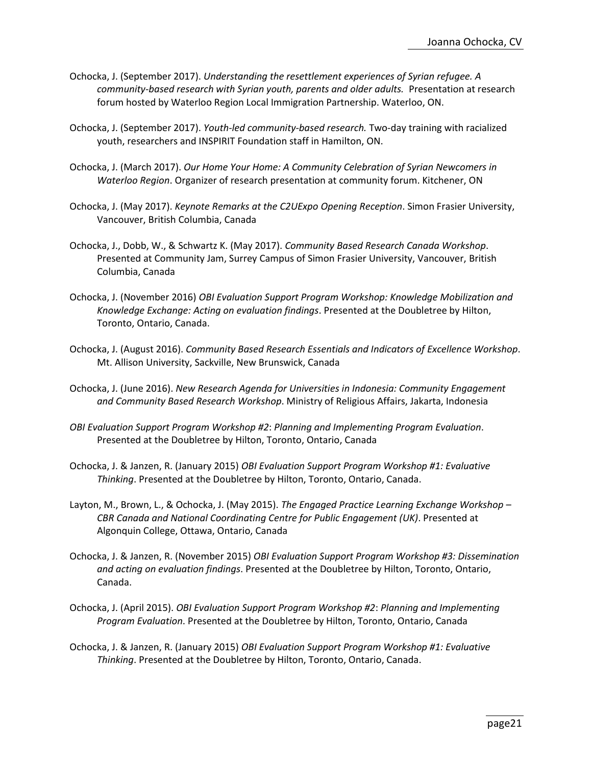Ochocka, J. (September 2017). *Understanding the resettlement experiences of Syrian refugee. A community-based research with Syrian youth, parents and older adults.* Presentation at research forum hosted by Waterloo Region Local Immigration Partnership. Waterloo, ON.

Ochocka, J. (September 2017). *Youth-led community-based research.* Two-day training with racialized youth, researchers and INSPIRIT Foundation staff in Hamilton, ON.

Ochocka, J. (March 2017). *Our Home Your Home: A Community Celebration of Syrian Newcomers in Waterloo Region*. Organizer of research presentation at community forum. Kitchener, ON

Ochocka, J. (May 2017). *Keynote Remarks at the C2UExpo Opening Reception*. Simon Frasier University, Vancouver, British Columbia, Canada

Ochocka, J., Dobb, W., & Schwartz K. (May 2017). *Community Based Research Canada Workshop*. Presented at Community Jam, Surrey Campus of Simon Frasier University, Vancouver, British Columbia, Canada

Ochocka, J. (November 2016) *OBI Evaluation Support Program Workshop: Knowledge Mobilization and Knowledge Exchange: Acting on evaluation findings*. Presented at the Doubletree by Hilton, Toronto, Ontario, Canada.

Ochocka, J. (August 2016). *Community Based Research Essentials and Indicators of Excellence Workshop*. Mt. Allison University, Sackville, New Brunswick, Canada

Ochocka, J. (June 2016). *New Research Agenda for Universities in Indonesia: Community Engagement and Community Based Research Workshop*. Ministry of Religious Affairs, Jakarta, Indonesia

*OBI Evaluation Support Program Workshop #2*: *Planning and Implementing Program Evaluation*. Presented at the Doubletree by Hilton, Toronto, Ontario, Canada

Ochocka, J. & Janzen, R. (January 2015) *OBI Evaluation Support Program Workshop #1: Evaluative Thinking*. Presented at the Doubletree by Hilton, Toronto, Ontario, Canada.

Layton, M., Brown, L., & Ochocka, J. (May 2015). *The Engaged Practice Learning Exchange Workshop – CBR Canada and National Coordinating Centre for Public Engagement (UK)*. Presented at Algonquin College, Ottawa, Ontario, Canada

Ochocka, J. & Janzen, R. (November 2015) *OBI Evaluation Support Program Workshop #3: Dissemination and acting on evaluation findings*. Presented at the Doubletree by Hilton, Toronto, Ontario, Canada.

Ochocka, J. (April 2015). *OBI Evaluation Support Program Workshop #2*: *Planning and Implementing Program Evaluation*. Presented at the Doubletree by Hilton, Toronto, Ontario, Canada

Ochocka, J. & Janzen, R. (January 2015) *OBI Evaluation Support Program Workshop #1: Evaluative Thinking*. Presented at the Doubletree by Hilton, Toronto, Ontario, Canada.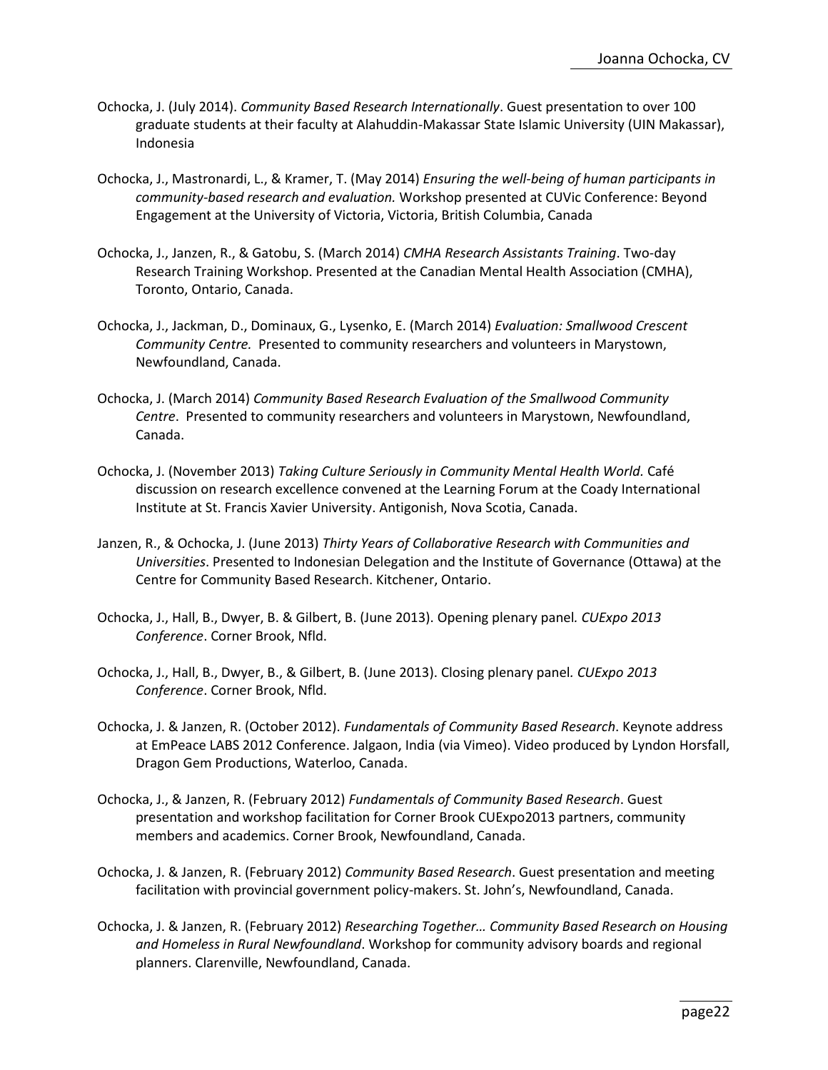Ochocka, J. (July 2014). *Community Based Research Internationally*. Guest presentation to over 100 graduate students at their faculty at Alahuddin-Makassar State Islamic University (UIN Makassar), Indonesia

Ochocka, J., Mastronardi, L., & Kramer, T. (May 2014) *Ensuring the well-being of human participants in community-based research and evaluation.* Workshop presented at CUVic Conference: Beyond Engagement at the University of Victoria, Victoria, British Columbia, Canada

Ochocka, J., Janzen, R., & Gatobu, S. (March 2014) *CMHA Research Assistants Training*. Two-day Research Training Workshop. Presented at the Canadian Mental Health Association (CMHA), Toronto, Ontario, Canada.

Ochocka, J., Jackman, D., Dominaux, G., Lysenko, E. (March 2014) *Evaluation: Smallwood Crescent Community Centre.* Presented to community researchers and volunteers in Marystown, Newfoundland, Canada.

Ochocka, J. (March 2014) *Community Based Research Evaluation of the Smallwood Community Centre*. Presented to community researchers and volunteers in Marystown, Newfoundland, Canada.

Ochocka, J. (November 2013) *Taking Culture Seriously in Community Mental Health World.* Café discussion on research excellence convened at the Learning Forum at the Coady International Institute at St. Francis Xavier University. Antigonish, Nova Scotia, Canada.

Janzen, R., & Ochocka, J. (June 2013) *Thirty Years of Collaborative Research with Communities and Universities*. Presented to Indonesian Delegation and the Institute of Governance (Ottawa) at the Centre for Community Based Research. Kitchener, Ontario.

Ochocka, J., Hall, B., Dwyer, B. & Gilbert, B. (June 2013). Opening plenary panel*. CUExpo 2013 Conference*. Corner Brook, Nfld.

Ochocka, J., Hall, B., Dwyer, B., & Gilbert, B. (June 2013). Closing plenary panel*. CUExpo 2013 Conference*. Corner Brook, Nfld.

Ochocka, J. & Janzen, R. (October 2012). *Fundamentals of Community Based Research*. Keynote address at EmPeace LABS 2012 Conference. Jalgaon, India (via Vimeo). Video produced by Lyndon Horsfall, Dragon Gem Productions, Waterloo, Canada.

Ochocka, J., & Janzen, R. (February 2012) *Fundamentals of Community Based Research*. Guest presentation and workshop facilitation for Corner Brook CUExpo2013 partners, community members and academics. Corner Brook, Newfoundland, Canada.

Ochocka, J. & Janzen, R. (February 2012) *Community Based Research*. Guest presentation and meeting facilitation with provincial government policy-makers. St. John's, Newfoundland, Canada.

Ochocka, J. & Janzen, R. (February 2012) *Researching Together… Community Based Research on Housing and Homeless in Rural Newfoundland*. Workshop for community advisory boards and regional planners. Clarenville, Newfoundland, Canada.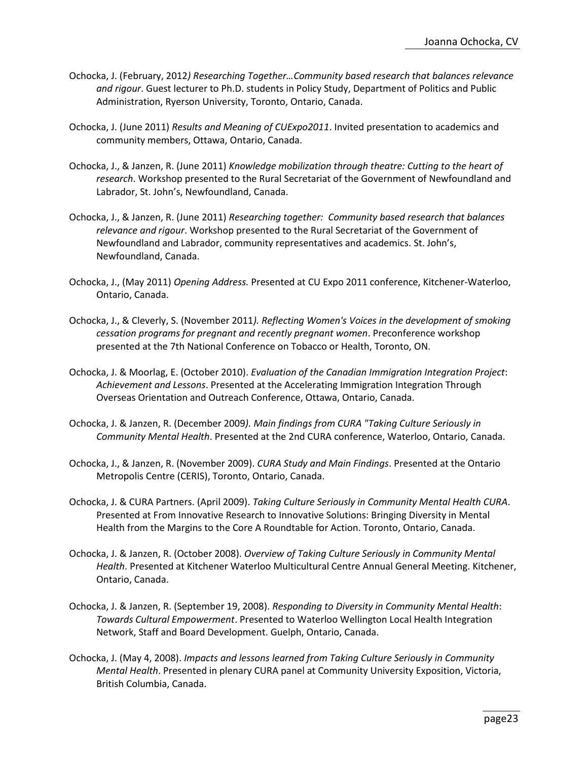Ochocka, J. (February, 2012*) Researching Together…Community based research that balances relevance and rigour*. Guest lecturer to Ph.D. students in Policy Study, Department of Politics and Public Administration, Ryerson University, Toronto, Ontario, Canada.

Ochocka, J. (June 2011) *Results and Meaning of CUExpo2011*. Invited presentation to academics and community members, Ottawa, Ontario, Canada.

Ochocka, J., & Janzen, R. (June 2011) *Knowledge mobilization through theatre: Cutting to the heart of research*. Workshop presented to the Rural Secretariat of the Government of Newfoundland and Labrador, St. John's, Newfoundland, Canada.

Ochocka, J., & Janzen, R. (June 2011) *Researching together: Community based research that balances relevance and rigour*. Workshop presented to the Rural Secretariat of the Government of Newfoundland and Labrador, community representatives and academics. St. John's, Newfoundland, Canada.

Ochocka, J., (May 2011) *Opening Address.* Presented at CU Expo 2011 conference, Kitchener-Waterloo, Ontario, Canada.

Ochocka, J., & Cleverly, S. (November 2011*). Reflecting Women's Voices in the development of smoking cessation programs for pregnant and recently pregnant women*. Preconference workshop presented at the 7th National Conference on Tobacco or Health, Toronto, ON.

Ochocka, J. & Moorlag, E. (October 2010). *Evaluation of the Canadian Immigration Integration Project*: *Achievement and Lessons*. Presented at the Accelerating Immigration Integration Through Overseas Orientation and Outreach Conference, Ottawa, Ontario, Canada.

Ochocka, J. & Janzen, R. (December 2009*). Main findings from CURA "Taking Culture Seriously in Community Mental Health*. Presented at the 2nd CURA conference, Waterloo, Ontario, Canada.

Ochocka, J., & Janzen, R. (November 2009). *CURA Study and Main Findings*. Presented at the Ontario Metropolis Centre (CERIS), Toronto, Ontario, Canada.

Ochocka, J. & CURA Partners. (April 2009). *Taking Culture Seriously in Community Mental Health CURA*. Presented at From Innovative Research to Innovative Solutions: Bringing Diversity in Mental Health from the Margins to the Core A Roundtable for Action. Toronto, Ontario, Canada.

Ochocka, J. & Janzen, R. (October 2008). *Overview of Taking Culture Seriously in Community Mental Health*. Presented at Kitchener Waterloo Multicultural Centre Annual General Meeting. Kitchener, Ontario, Canada.

Ochocka, J. & Janzen, R. (September 19, 2008). *Responding to Diversity in Community Mental Health*: *Towards Cultural Empowerment*. Presented to Waterloo Wellington Local Health Integration Network, Staff and Board Development. Guelph, Ontario, Canada.

Ochocka, J. (May 4, 2008). *Impacts and lessons learned from Taking Culture Seriously in Community Mental Health*. Presented in plenary CURA panel at Community University Exposition, Victoria, British Columbia, Canada.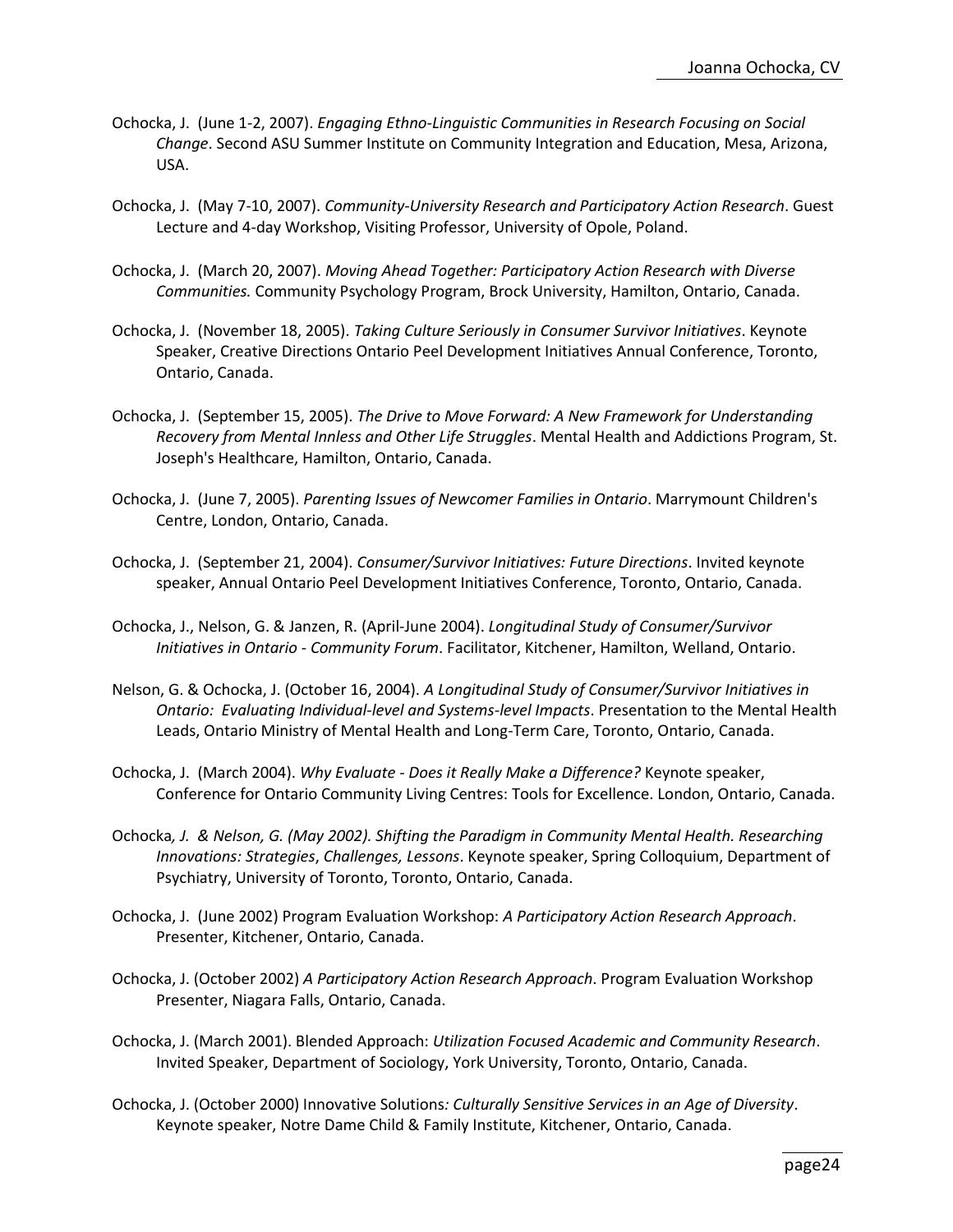Ochocka, J. (June 1-2, 2007). *Engaging Ethno-Linguistic Communities in Research Focusing on Social Change*. Second ASU Summer Institute on Community Integration and Education, Mesa, Arizona, USA.

Ochocka, J. (May 7-10, 2007). *Community-University Research and Participatory Action Research*. Guest Lecture and 4-day Workshop, Visiting Professor, University of Opole, Poland.

Ochocka, J. (March 20, 2007). *Moving Ahead Together: Participatory Action Research with Diverse Communities.* Community Psychology Program, Brock University, Hamilton, Ontario, Canada.

Ochocka, J. (November 18, 2005). *Taking Culture Seriously in Consumer Survivor Initiatives*. Keynote Speaker, Creative Directions Ontario Peel Development Initiatives Annual Conference, Toronto, Ontario, Canada.

Ochocka, J. (September 15, 2005). *The Drive to Move Forward: A New Framework for Understanding Recovery from Mental Innless and Other Life Struggles*. Mental Health and Addictions Program, St. Joseph's Healthcare, Hamilton, Ontario, Canada.

Ochocka, J. (June 7, 2005). *Parenting Issues of Newcomer Families in Ontario*. Marrymount Children's Centre, London, Ontario, Canada.

Ochocka, J. (September 21, 2004). *Consumer/Survivor Initiatives: Future Directions*. Invited keynote speaker, Annual Ontario Peel Development Initiatives Conference, Toronto, Ontario, Canada.

Ochocka, J., Nelson, G. & Janzen, R. (April-June 2004). *Longitudinal Study of Consumer/Survivor Initiatives in Ontario - Community Forum*. Facilitator, Kitchener, Hamilton, Welland, Ontario.

Nelson, G. & Ochocka, J. (October 16, 2004). *A Longitudinal Study of Consumer/Survivor Initiatives in Ontario: Evaluating Individual-level and Systems-level Impacts*. Presentation to the Mental Health Leads, Ontario Ministry of Mental Health and Long-Term Care, Toronto, Ontario, Canada.

Ochocka, J. (March 2004). *Why Evaluate - Does it Really Make a Difference?* Keynote speaker, Conference for Ontario Community Living Centres: Tools for Excellence. London, Ontario, Canada.

Ochocka*, J. & Nelson, G. (May 2002). Shifting the Paradigm in Community Mental Health. Researching Innovations: Strategies*, *Challenges, Lessons*. Keynote speaker, Spring Colloquium, Department of Psychiatry, University of Toronto, Toronto, Ontario, Canada.

Ochocka, J. (June 2002) Program Evaluation Workshop: *A Participatory Action Research Approach*. Presenter, Kitchener, Ontario, Canada.

Ochocka, J. (October 2002) *A Participatory Action Research Approach*. Program Evaluation Workshop Presenter, Niagara Falls, Ontario, Canada.

Ochocka, J. (March 2001). Blended Approach: *Utilization Focused Academic and Community Research*. Invited Speaker, Department of Sociology, York University, Toronto, Ontario, Canada.

Ochocka, J. (October 2000) Innovative Solutions*: Culturally Sensitive Services in an Age of Diversity*. Keynote speaker, Notre Dame Child & Family Institute, Kitchener, Ontario, Canada.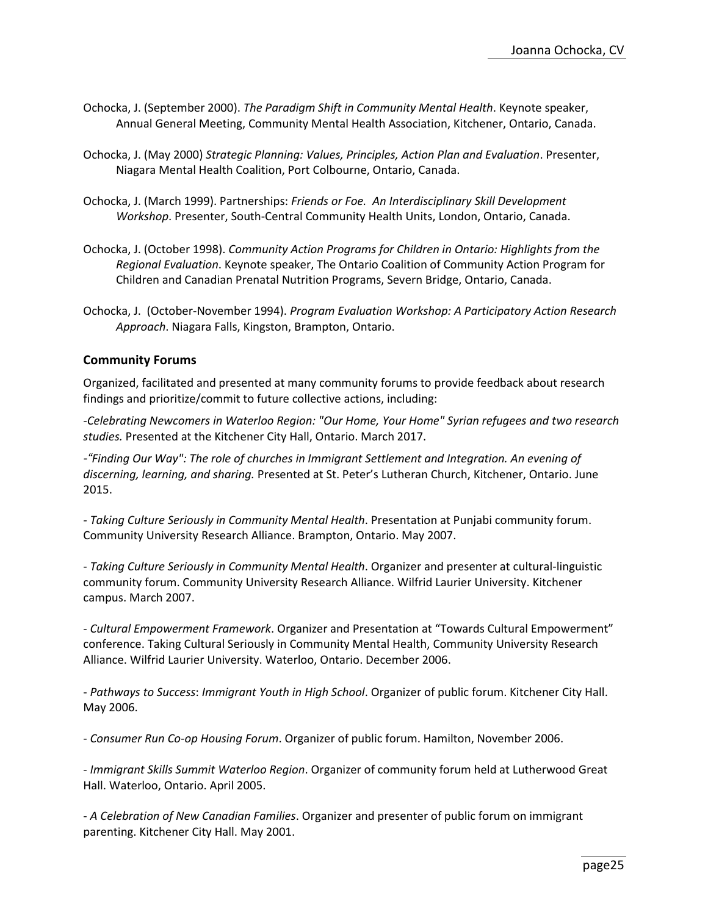Ochocka, J. (September 2000). *The Paradigm Shift in Community Mental Health*. Keynote speaker, Annual General Meeting, Community Mental Health Association, Kitchener, Ontario, Canada.

Ochocka, J. (May 2000) *Strategic Planning: Values, Principles, Action Plan and Evaluation*. Presenter, Niagara Mental Health Coalition, Port Colbourne, Ontario, Canada.

Ochocka, J. (March 1999). Partnerships: *Friends or Foe. An Interdisciplinary Skill Development Workshop*. Presenter, South-Central Community Health Units, London, Ontario, Canada.

Ochocka, J. (October 1998). *Community Action Programs for Children in Ontario: Highlights from the Regional Evaluation*. Keynote speaker, The Ontario Coalition of Community Action Program for Children and Canadian Prenatal Nutrition Programs, Severn Bridge, Ontario, Canada.

Ochocka, J. (October-November 1994). *Program Evaluation Workshop: A Participatory Action Research Approach*. Niagara Falls, Kingston, Brampton, Ontario.

### Community Forums

Organized, facilitated and presented at many community forums to provide feedback about research findings and prioritize/commit to future collective actions, including:

-*Celebrating Newcomers in Waterloo Region: "Our Home, Your Home" Syrian refugees and two research studies.* Presented at the Kitchener City Hall, Ontario. March 2017.

-*"Finding Our Way": The role of churches in Immigrant Settlement and Integration. An evening of discerning, learning, and sharing.* Presented at St. Peter's Lutheran Church, Kitchener, Ontario. June 2015.

- *Taking Culture Seriously in Community Mental Health*. Presentation at Punjabi community forum. Community University Research Alliance. Brampton, Ontario. May 2007.

- *Taking Culture Seriously in Community Mental Health*. Organizer and presenter at cultural-linguistic community forum. Community University Research Alliance. Wilfrid Laurier University. Kitchener campus. March 2007.

- *Cultural Empowerment Framework*. Organizer and Presentation at "Towards Cultural Empowerment" conference. Taking Cultural Seriously in Community Mental Health, Community University Research Alliance. Wilfrid Laurier University. Waterloo, Ontario. December 2006.

- *Pathways to Success*: *Immigrant Youth in High School*. Organizer of public forum. Kitchener City Hall. May 2006.

- *Consumer Run Co-op Housing Forum*. Organizer of public forum. Hamilton, November 2006.

- *Immigrant Skills Summit Waterloo Region*. Organizer of community forum held at Lutherwood Great Hall. Waterloo, Ontario. April 2005.

- *A Celebration of New Canadian Families*. Organizer and presenter of public forum on immigrant parenting. Kitchener City Hall. May 2001.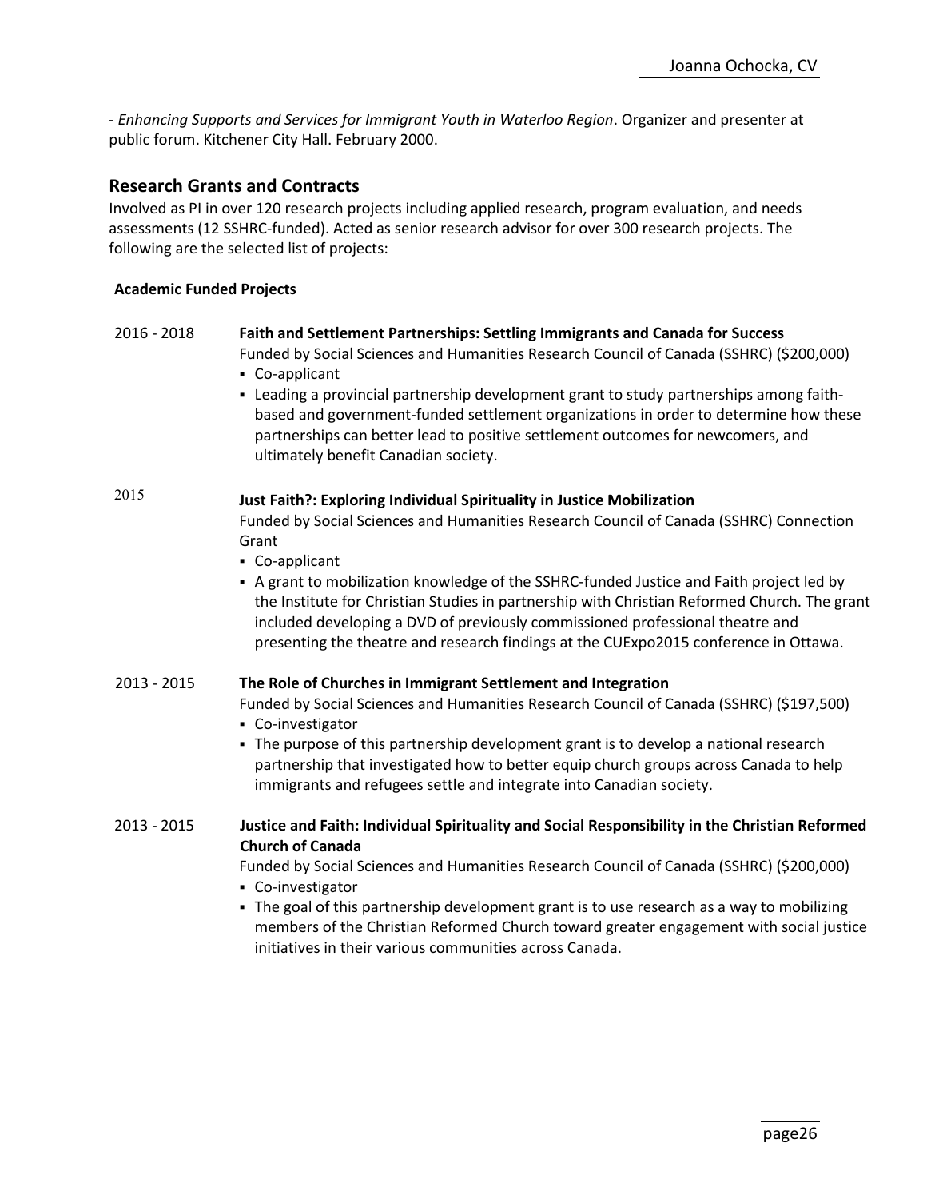- *Enhancing Supports and Services for Immigrant Youth in Waterloo Region*. Organizer and presenter at public forum. Kitchener City Hall. February 2000.

## Research Grants and Contracts

Involved as PI in over 120 research projects including applied research, program evaluation, and needs assessments (12 SSHRC-funded). Acted as senior research advisor for over 300 research projects. The following are the selected list of projects:

### Academic Funded Projects

2016 - 2018 **Faith and Settlement Partnerships: Settling Immigrants and Canada for Success**

Funded by Social Sciences and Humanities Research Council of Canada (SSHRC) ($200,000)

- Co-applicant
- Leading a provincial partnership development grant to study partnerships among faith-based and government-funded settlement organizations in order to determine how these partnerships can better lead to positive settlement outcomes for newcomers, and ultimately benefit Canadian society.

2015 **Just Faith?: Exploring Individual Spirituality in Justice Mobilization**

Funded by Social Sciences and Humanities Research Council of Canada (SSHRC) Connection Grant

- Co-applicant
- A grant to mobilization knowledge of the SSHRC-funded Justice and Faith project led by the Institute for Christian Studies in partnership with Christian Reformed Church. The grant included developing a DVD of previously commissioned professional theatre and presenting the theatre and research findings at the CUExpo2015 conference in Ottawa.

2013 - 2015 **The Role of Churches in Immigrant Settlement and Integration**

Funded by Social Sciences and Humanities Research Council of Canada (SSHRC) ($197,500)

- Co-investigator
- The purpose of this partnership development grant is to develop a national research partnership that investigated how to better equip church groups across Canada to help immigrants and refugees settle and integrate into Canadian society.

2013 - 2015 **Justice and Faith: Individual Spirituality and Social Responsibility in the Christian Reformed Church of Canada**

Funded by Social Sciences and Humanities Research Council of Canada (SSHRC) ($200,000)

- Co-investigator
- The goal of this partnership development grant is to use research as a way to mobilizing members of the Christian Reformed Church toward greater engagement with social justice initiatives in their various communities across Canada.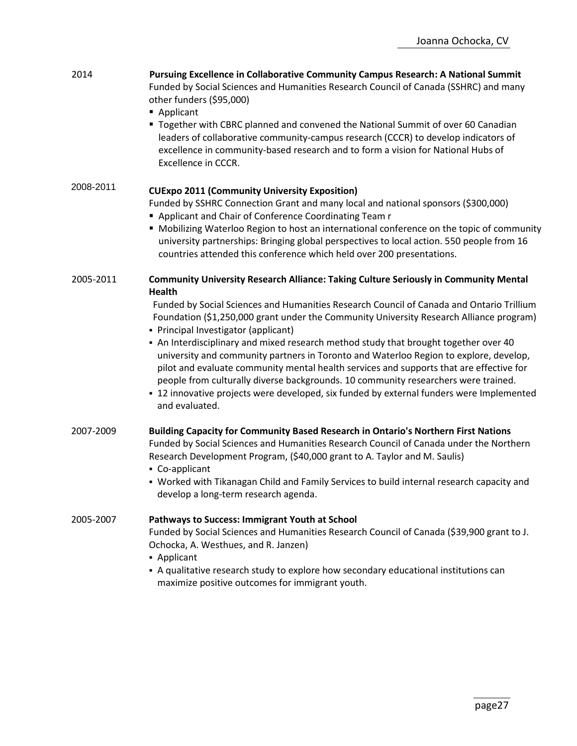2014 **Pursuing Excellence in Collaborative Community Campus Research: A National Summit**
Funded by Social Sciences and Humanities Research Council of Canada (SSHRC) and many other funders ($95,000)

- Applicant
- Together with CBRC planned and convened the National Summit of over 60 Canadian leaders of collaborative community-campus research (CCCR) to develop indicators of excellence in community-based research and to form a vision for National Hubs of Excellence in CCCR.

2008-2011 **CUExpo 2011 (Community University Exposition)**
Funded by SSHRC Connection Grant and many local and national sponsors ($300,000)

- Applicant and Chair of Conference Coordinating Team r
- Mobilizing Waterloo Region to host an international conference on the topic of community university partnerships: Bringing global perspectives to local action. 550 people from 16 countries attended this conference which held over 200 presentations.

2005-2011 **Community University Research Alliance: Taking Culture Seriously in Community Mental Health**
Funded by Social Sciences and Humanities Research Council of Canada and Ontario Trillium Foundation ($1,250,000 grant under the Community University Research Alliance program)

- Principal Investigator (applicant)
- An Interdisciplinary and mixed research method study that brought together over 40 university and community partners in Toronto and Waterloo Region to explore, develop, pilot and evaluate community mental health services and supports that are effective for people from culturally diverse backgrounds. 10 community researchers were trained.
- 12 innovative projects were developed, six funded by external funders were Implemented and evaluated.

2007-2009 **Building Capacity for Community Based Research in Ontario's Northern First Nations**
Funded by Social Sciences and Humanities Research Council of Canada under the Northern Research Development Program, ($40,000 grant to A. Taylor and M. Saulis)

- Co-applicant
- Worked with Tikanagan Child and Family Services to build internal research capacity and develop a long-term research agenda.

2005-2007 **Pathways to Success: Immigrant Youth at School**
Funded by Social Sciences and Humanities Research Council of Canada ($39,900 grant to J. Ochocka, A. Westhues, and R. Janzen)

- Applicant
- A qualitative research study to explore how secondary educational institutions can maximize positive outcomes for immigrant youth.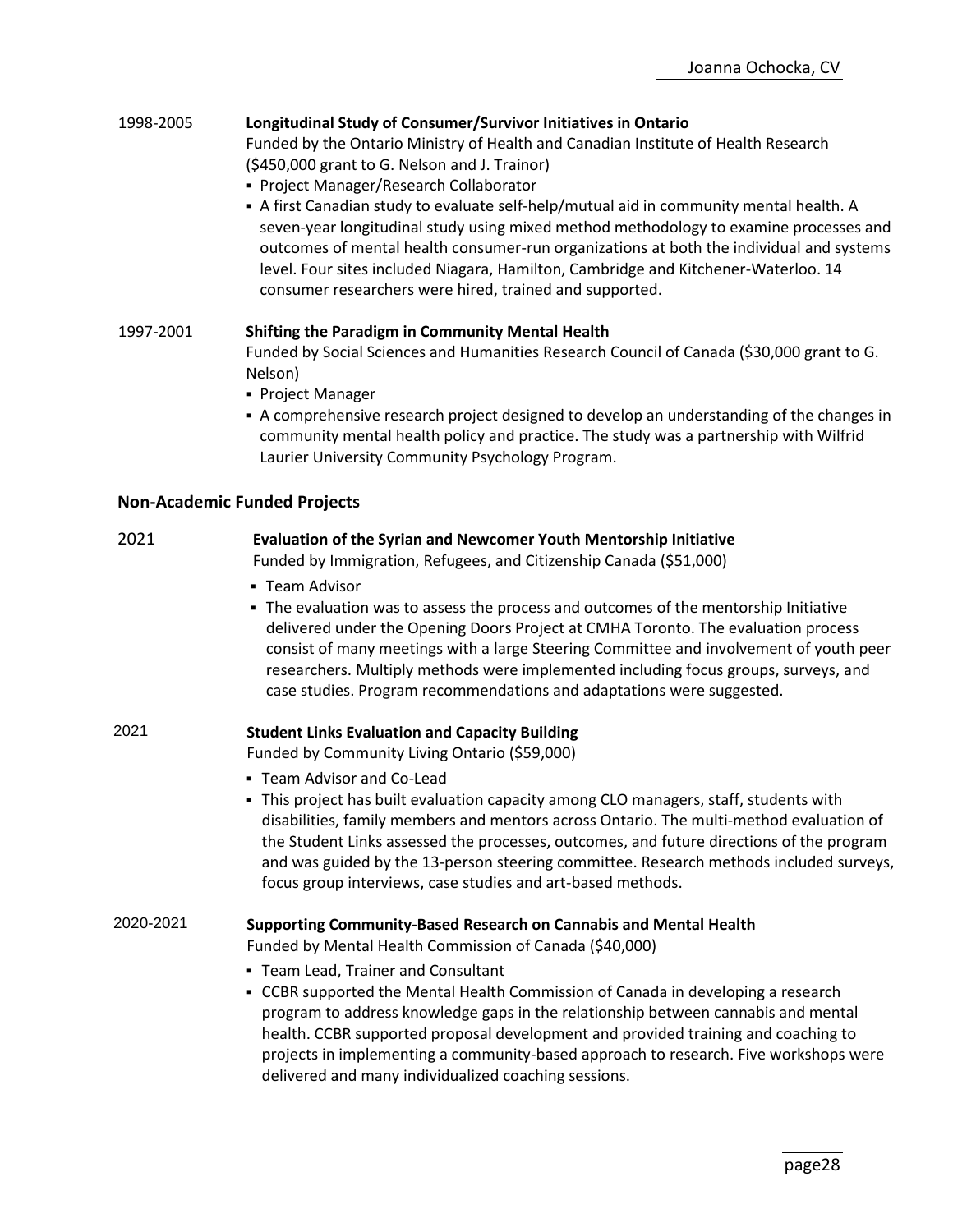1998-2005 **Longitudinal Study of Consumer/Survivor Initiatives in Ontario**

Funded by the Ontario Ministry of Health and Canadian Institute of Health Research ($450,000 grant to G. Nelson and J. Trainor)

- Project Manager/Research Collaborator
- A first Canadian study to evaluate self-help/mutual aid in community mental health. A seven-year longitudinal study using mixed method methodology to examine processes and outcomes of mental health consumer-run organizations at both the individual and systems level. Four sites included Niagara, Hamilton, Cambridge and Kitchener-Waterloo. 14 consumer researchers were hired, trained and supported.

1997-2001 **Shifting the Paradigm in Community Mental Health**

Funded by Social Sciences and Humanities Research Council of Canada ($30,000 grant to G. Nelson)

- Project Manager
- A comprehensive research project designed to develop an understanding of the changes in community mental health policy and practice. The study was a partnership with Wilfrid Laurier University Community Psychology Program.

### Non-Academic Funded Projects

2021 **Evaluation of the Syrian and Newcomer Youth Mentorship Initiative**

Funded by Immigration, Refugees, and Citizenship Canada ($51,000)

- Team Advisor
- The evaluation was to assess the process and outcomes of the mentorship Initiative delivered under the Opening Doors Project at CMHA Toronto. The evaluation process consist of many meetings with a large Steering Committee and involvement of youth peer researchers. Multiply methods were implemented including focus groups, surveys, and case studies. Program recommendations and adaptations were suggested.

2021 **Student Links Evaluation and Capacity Building**

Funded by Community Living Ontario ($59,000)

- Team Advisor and Co-Lead
- This project has built evaluation capacity among CLO managers, staff, students with disabilities, family members and mentors across Ontario. The multi-method evaluation of the Student Links assessed the processes, outcomes, and future directions of the program and was guided by the 13-person steering committee. Research methods included surveys, focus group interviews, case studies and art-based methods.

2020-2021 **Supporting Community-Based Research on Cannabis and Mental Health**

Funded by Mental Health Commission of Canada ($40,000)

- Team Lead, Trainer and Consultant
- CCBR supported the Mental Health Commission of Canada in developing a research program to address knowledge gaps in the relationship between cannabis and mental health. CCBR supported proposal development and provided training and coaching to projects in implementing a community-based approach to research. Five workshops were delivered and many individualized coaching sessions.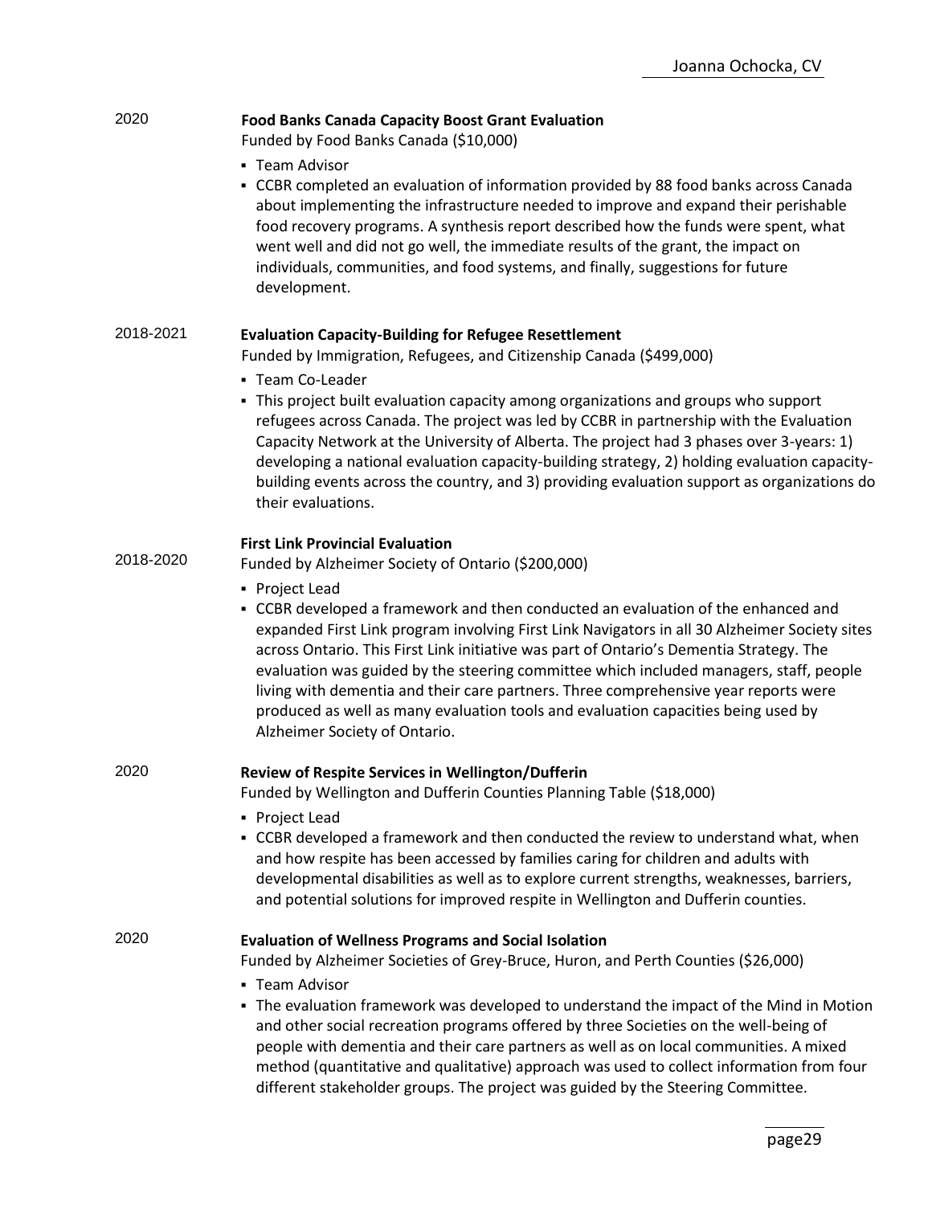2020 **Food Banks Canada Capacity Boost Grant Evaluation**

Funded by Food Banks Canada ($10,000)

- Team Advisor
- CCBR completed an evaluation of information provided by 88 food banks across Canada about implementing the infrastructure needed to improve and expand their perishable food recovery programs. A synthesis report described how the funds were spent, what went well and did not go well, the immediate results of the grant, the impact on individuals, communities, and food systems, and finally, suggestions for future development.

2018-2021 **Evaluation Capacity-Building for Refugee Resettlement**

Funded by Immigration, Refugees, and Citizenship Canada ($499,000)

- Team Co-Leader
- This project built evaluation capacity among organizations and groups who support refugees across Canada. The project was led by CCBR in partnership with the Evaluation Capacity Network at the University of Alberta. The project had 3 phases over 3-years: 1) developing a national evaluation capacity-building strategy, 2) holding evaluation capacity-building events across the country, and 3) providing evaluation support as organizations do their evaluations.

2018-2020 **First Link Provincial Evaluation**

Funded by Alzheimer Society of Ontario ($200,000)

- Project Lead
- CCBR developed a framework and then conducted an evaluation of the enhanced and expanded First Link program involving First Link Navigators in all 30 Alzheimer Society sites across Ontario. This First Link initiative was part of Ontario's Dementia Strategy. The evaluation was guided by the steering committee which included managers, staff, people living with dementia and their care partners. Three comprehensive year reports were produced as well as many evaluation tools and evaluation capacities being used by Alzheimer Society of Ontario.

2020 **Review of Respite Services in Wellington/Dufferin**

Funded by Wellington and Dufferin Counties Planning Table ($18,000)

- Project Lead
- CCBR developed a framework and then conducted the review to understand what, when and how respite has been accessed by families caring for children and adults with developmental disabilities as well as to explore current strengths, weaknesses, barriers, and potential solutions for improved respite in Wellington and Dufferin counties.

2020 **Evaluation of Wellness Programs and Social Isolation**

Funded by Alzheimer Societies of Grey-Bruce, Huron, and Perth Counties ($26,000)

- Team Advisor
- The evaluation framework was developed to understand the impact of the Mind in Motion and other social recreation programs offered by three Societies on the well-being of people with dementia and their care partners as well as on local communities. A mixed method (quantitative and qualitative) approach was used to collect information from four different stakeholder groups. The project was guided by the Steering Committee.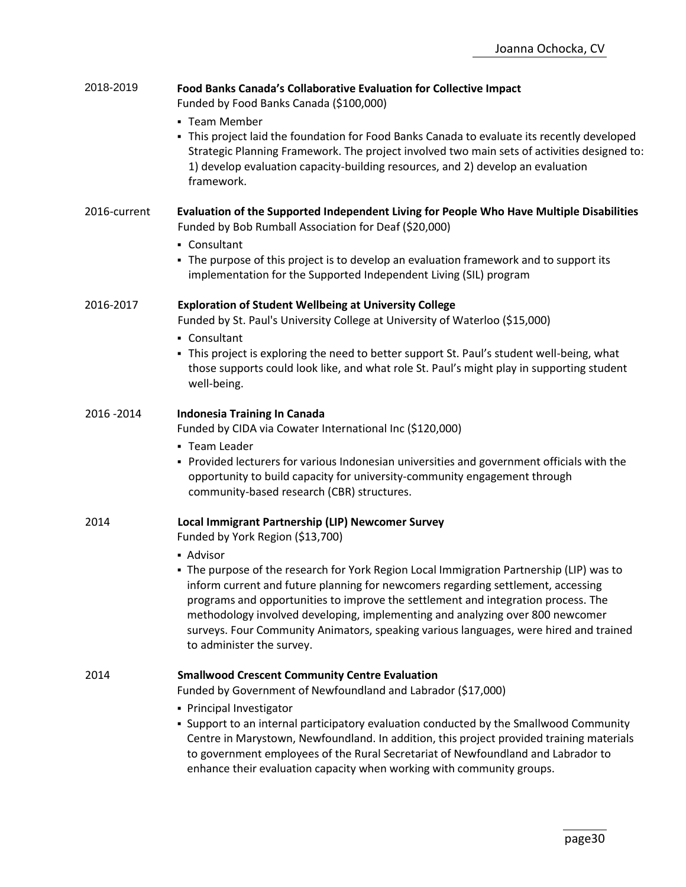2018-2019 **Food Banks Canada's Collaborative Evaluation for Collective Impact**
Funded by Food Banks Canada ($100,000)

- Team Member
- This project laid the foundation for Food Banks Canada to evaluate its recently developed Strategic Planning Framework. The project involved two main sets of activities designed to: 1) develop evaluation capacity-building resources, and 2) develop an evaluation framework.

2016-current **Evaluation of the Supported Independent Living for People Who Have Multiple Disabilities**
Funded by Bob Rumball Association for Deaf ($20,000)

- Consultant
- The purpose of this project is to develop an evaluation framework and to support its implementation for the Supported Independent Living (SIL) program

2016-2017 **Exploration of Student Wellbeing at University College**
Funded by St. Paul's University College at University of Waterloo ($15,000)

- Consultant
- This project is exploring the need to better support St. Paul's student well-being, what those supports could look like, and what role St. Paul's might play in supporting student well-being.

2016 -2014 **Indonesia Training In Canada**
Funded by CIDA via Cowater International Inc ($120,000)

- Team Leader
- Provided lecturers for various Indonesian universities and government officials with the opportunity to build capacity for university-community engagement through community-based research (CBR) structures.

2014 **Local Immigrant Partnership (LIP) Newcomer Survey**
Funded by York Region ($13,700)

- Advisor
- The purpose of the research for York Region Local Immigration Partnership (LIP) was to inform current and future planning for newcomers regarding settlement, accessing programs and opportunities to improve the settlement and integration process. The methodology involved developing, implementing and analyzing over 800 newcomer surveys. Four Community Animators, speaking various languages, were hired and trained to administer the survey.

2014 **Smallwood Crescent Community Centre Evaluation**
Funded by Government of Newfoundland and Labrador ($17,000)

- Principal Investigator
- Support to an internal participatory evaluation conducted by the Smallwood Community Centre in Marystown, Newfoundland. In addition, this project provided training materials to government employees of the Rural Secretariat of Newfoundland and Labrador to enhance their evaluation capacity when working with community groups.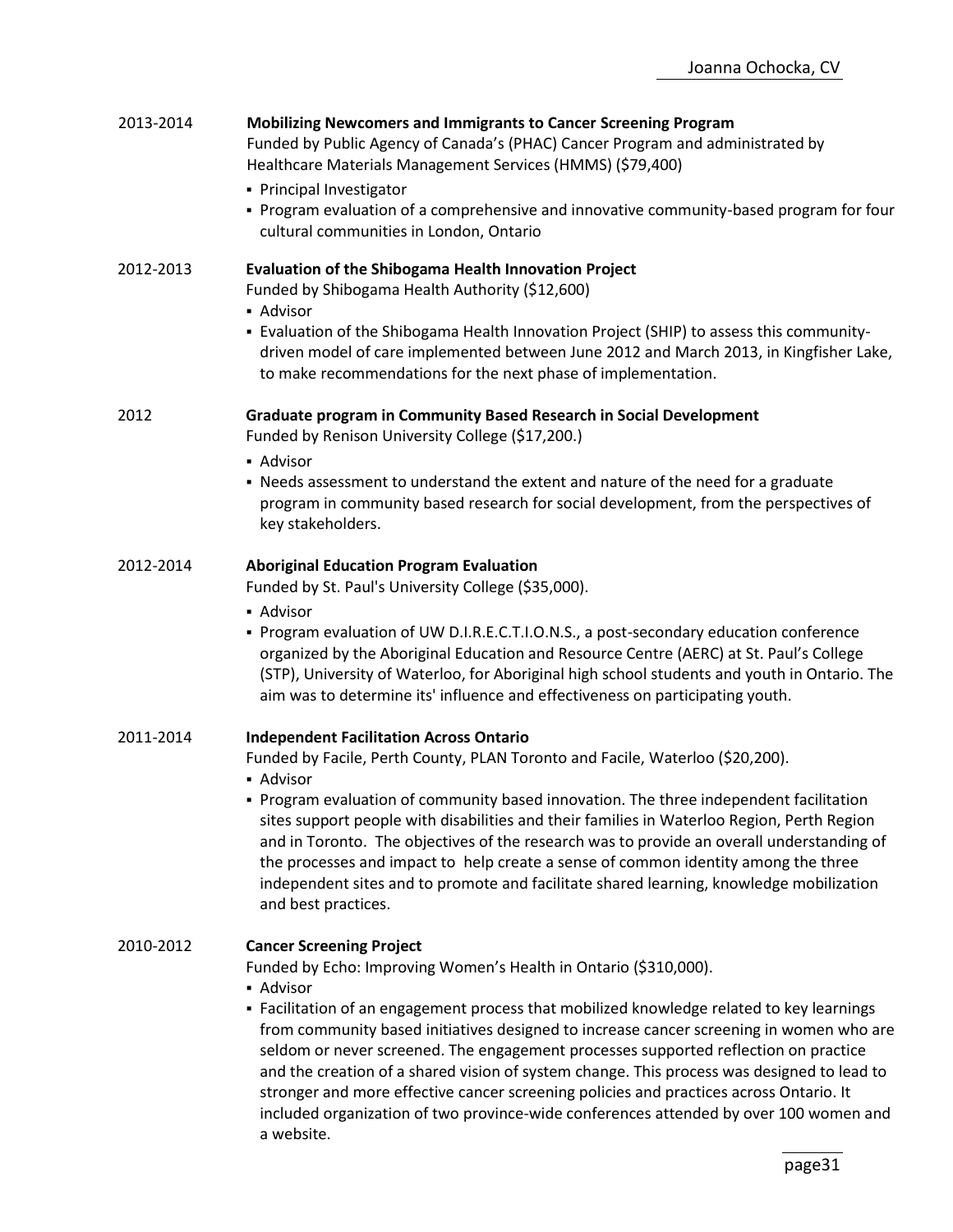2013-2014 **Mobilizing Newcomers and Immigrants to Cancer Screening Program**
Funded by Public Agency of Canada's (PHAC) Cancer Program and administrated by Healthcare Materials Management Services (HMMS) ($79,400)

- Principal Investigator
- Program evaluation of a comprehensive and innovative community-based program for four cultural communities in London, Ontario

2012-2013 **Evaluation of the Shibogama Health Innovation Project**
Funded by Shibogama Health Authority ($12,600)

- Advisor
- Evaluation of the Shibogama Health Innovation Project (SHIP) to assess this community-driven model of care implemented between June 2012 and March 2013, in Kingfisher Lake, to make recommendations for the next phase of implementation.

2012 **Graduate program in Community Based Research in Social Development**
Funded by Renison University College ($17,200.)

- Advisor
- Needs assessment to understand the extent and nature of the need for a graduate program in community based research for social development, from the perspectives of key stakeholders.

2012-2014 **Aboriginal Education Program Evaluation**
Funded by St. Paul's University College ($35,000).

- Advisor
- Program evaluation of UW D.I.R.E.C.T.I.O.N.S., a post-secondary education conference organized by the Aboriginal Education and Resource Centre (AERC) at St. Paul's College (STP), University of Waterloo, for Aboriginal high school students and youth in Ontario. The aim was to determine its' influence and effectiveness on participating youth.

2011-2014 **Independent Facilitation Across Ontario**
Funded by Facile, Perth County, PLAN Toronto and Facile, Waterloo ($20,200).

- Advisor
- Program evaluation of community based innovation. The three independent facilitation sites support people with disabilities and their families in Waterloo Region, Perth Region and in Toronto. The objectives of the research was to provide an overall understanding of the processes and impact to help create a sense of common identity among the three independent sites and to promote and facilitate shared learning, knowledge mobilization and best practices.

2010-2012 **Cancer Screening Project**
Funded by Echo: Improving Women's Health in Ontario ($310,000).

- Advisor
- Facilitation of an engagement process that mobilized knowledge related to key learnings from community based initiatives designed to increase cancer screening in women who are seldom or never screened. The engagement processes supported reflection on practice and the creation of a shared vision of system change. This process was designed to lead to stronger and more effective cancer screening policies and practices across Ontario. It included organization of two province-wide conferences attended by over 100 women and a website.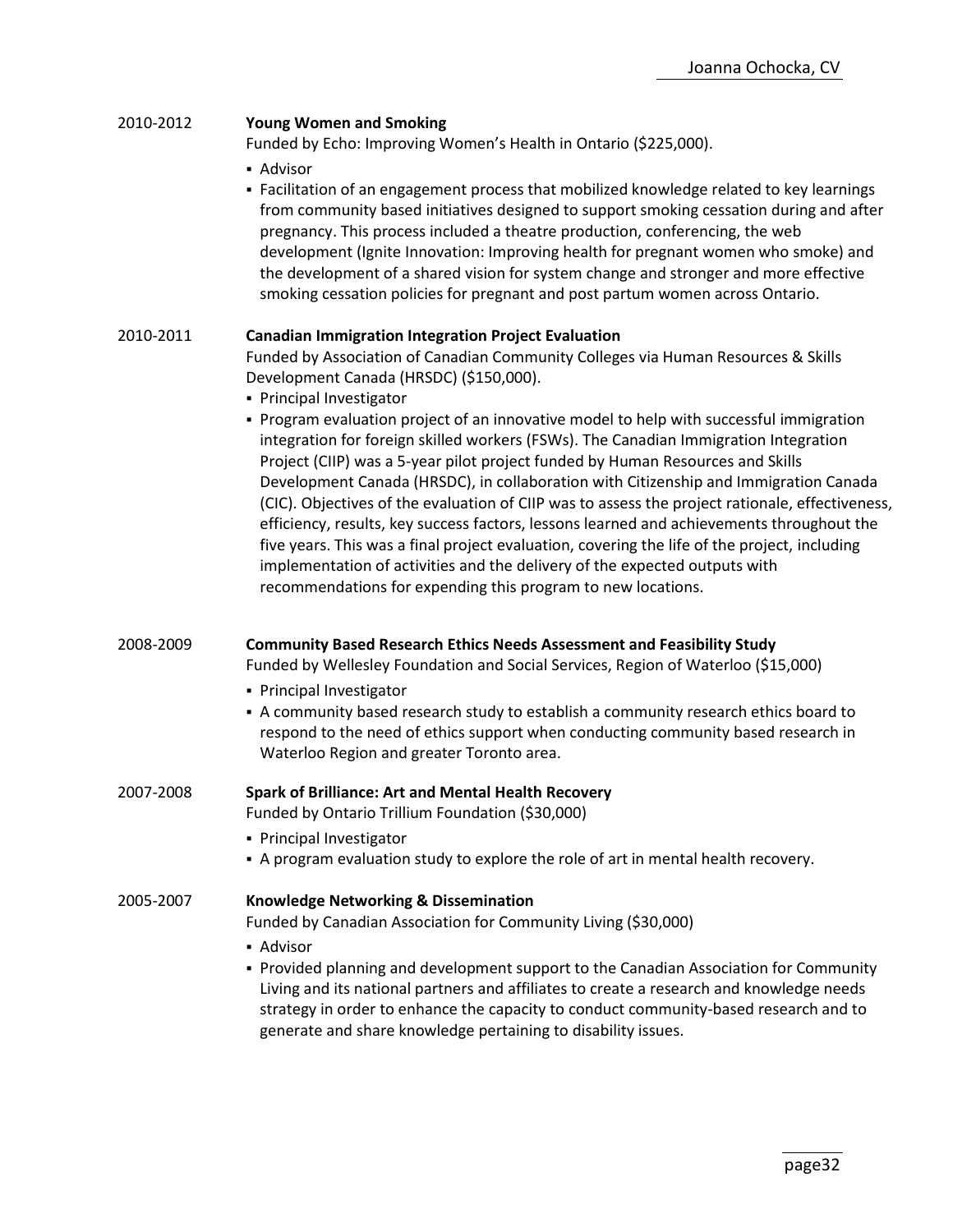2010-2012 **Young Women and Smoking**

Funded by Echo: Improving Women's Health in Ontario ($225,000).

- Advisor
- Facilitation of an engagement process that mobilized knowledge related to key learnings from community based initiatives designed to support smoking cessation during and after pregnancy. This process included a theatre production, conferencing, the web development (Ignite Innovation: Improving health for pregnant women who smoke) and the development of a shared vision for system change and stronger and more effective smoking cessation policies for pregnant and post partum women across Ontario.

2010-2011 **Canadian Immigration Integration Project Evaluation**

Funded by Association of Canadian Community Colleges via Human Resources & Skills Development Canada (HRSDC) ($150,000).

- Principal Investigator
- Program evaluation project of an innovative model to help with successful immigration integration for foreign skilled workers (FSWs). The Canadian Immigration Integration Project (CIIP) was a 5-year pilot project funded by Human Resources and Skills Development Canada (HRSDC), in collaboration with Citizenship and Immigration Canada (CIC). Objectives of the evaluation of CIIP was to assess the project rationale, effectiveness, efficiency, results, key success factors, lessons learned and achievements throughout the five years. This was a final project evaluation, covering the life of the project, including implementation of activities and the delivery of the expected outputs with recommendations for expending this program to new locations.

2008-2009 **Community Based Research Ethics Needs Assessment and Feasibility Study**

Funded by Wellesley Foundation and Social Services, Region of Waterloo ($15,000)

- Principal Investigator
- A community based research study to establish a community research ethics board to respond to the need of ethics support when conducting community based research in Waterloo Region and greater Toronto area.

2007-2008 **Spark of Brilliance: Art and Mental Health Recovery**

Funded by Ontario Trillium Foundation ($30,000)

- Principal Investigator
- A program evaluation study to explore the role of art in mental health recovery.

2005-2007 **Knowledge Networking & Dissemination**

Funded by Canadian Association for Community Living ($30,000)

- Advisor
- Provided planning and development support to the Canadian Association for Community Living and its national partners and affiliates to create a research and knowledge needs strategy in order to enhance the capacity to conduct community-based research and to generate and share knowledge pertaining to disability issues.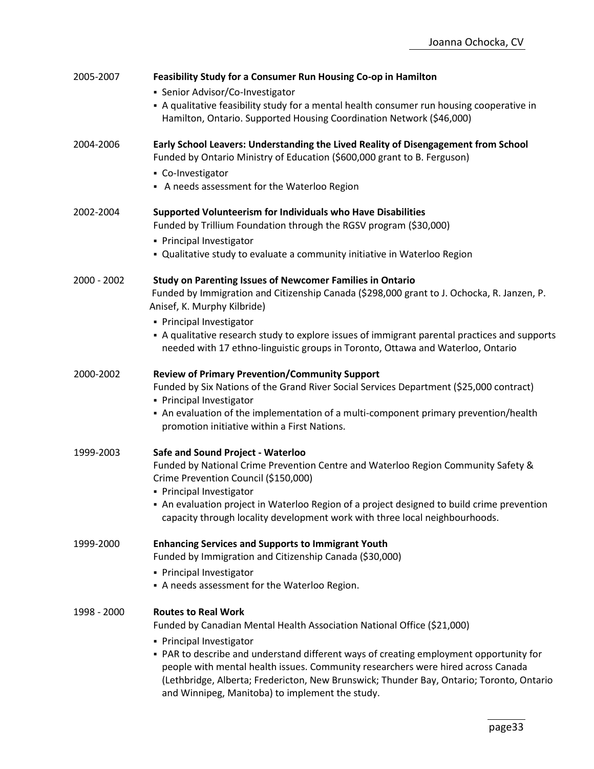2005-2007 **Feasibility Study for a Consumer Run Housing Co-op in Hamilton**

- Senior Advisor/Co-Investigator
- A qualitative feasibility study for a mental health consumer run housing cooperative in Hamilton, Ontario. Supported Housing Coordination Network ($46,000)

2004-2006 **Early School Leavers: Understanding the Lived Reality of Disengagement from School**
Funded by Ontario Ministry of Education ($600,000 grant to B. Ferguson)

- Co-Investigator
- A needs assessment for the Waterloo Region

2002-2004 **Supported Volunteerism for Individuals who Have Disabilities**
Funded by Trillium Foundation through the RGSV program ($30,000)

- Principal Investigator
- Qualitative study to evaluate a community initiative in Waterloo Region

2000 - 2002 **Study on Parenting Issues of Newcomer Families in Ontario**
Funded by Immigration and Citizenship Canada ($298,000 grant to J. Ochocka, R. Janzen, P. Anisef, K. Murphy Kilbride)

- Principal Investigator
- A qualitative research study to explore issues of immigrant parental practices and supports needed with 17 ethno-linguistic groups in Toronto, Ottawa and Waterloo, Ontario

2000-2002 **Review of Primary Prevention/Community Support**
Funded by Six Nations of the Grand River Social Services Department ($25,000 contract)

- Principal Investigator
- An evaluation of the implementation of a multi-component primary prevention/health promotion initiative within a First Nations.

1999-2003 **Safe and Sound Project - Waterloo**
Funded by National Crime Prevention Centre and Waterloo Region Community Safety & Crime Prevention Council ($150,000)

- Principal Investigator
- An evaluation project in Waterloo Region of a project designed to build crime prevention capacity through locality development work with three local neighbourhoods.

1999-2000 **Enhancing Services and Supports to Immigrant Youth**
Funded by Immigration and Citizenship Canada ($30,000)

- Principal Investigator
- A needs assessment for the Waterloo Region.

1998 - 2000 **Routes to Real Work**
Funded by Canadian Mental Health Association National Office ($21,000)

- Principal Investigator
- PAR to describe and understand different ways of creating employment opportunity for people with mental health issues. Community researchers were hired across Canada (Lethbridge, Alberta; Fredericton, New Brunswick; Thunder Bay, Ontario; Toronto, Ontario and Winnipeg, Manitoba) to implement the study.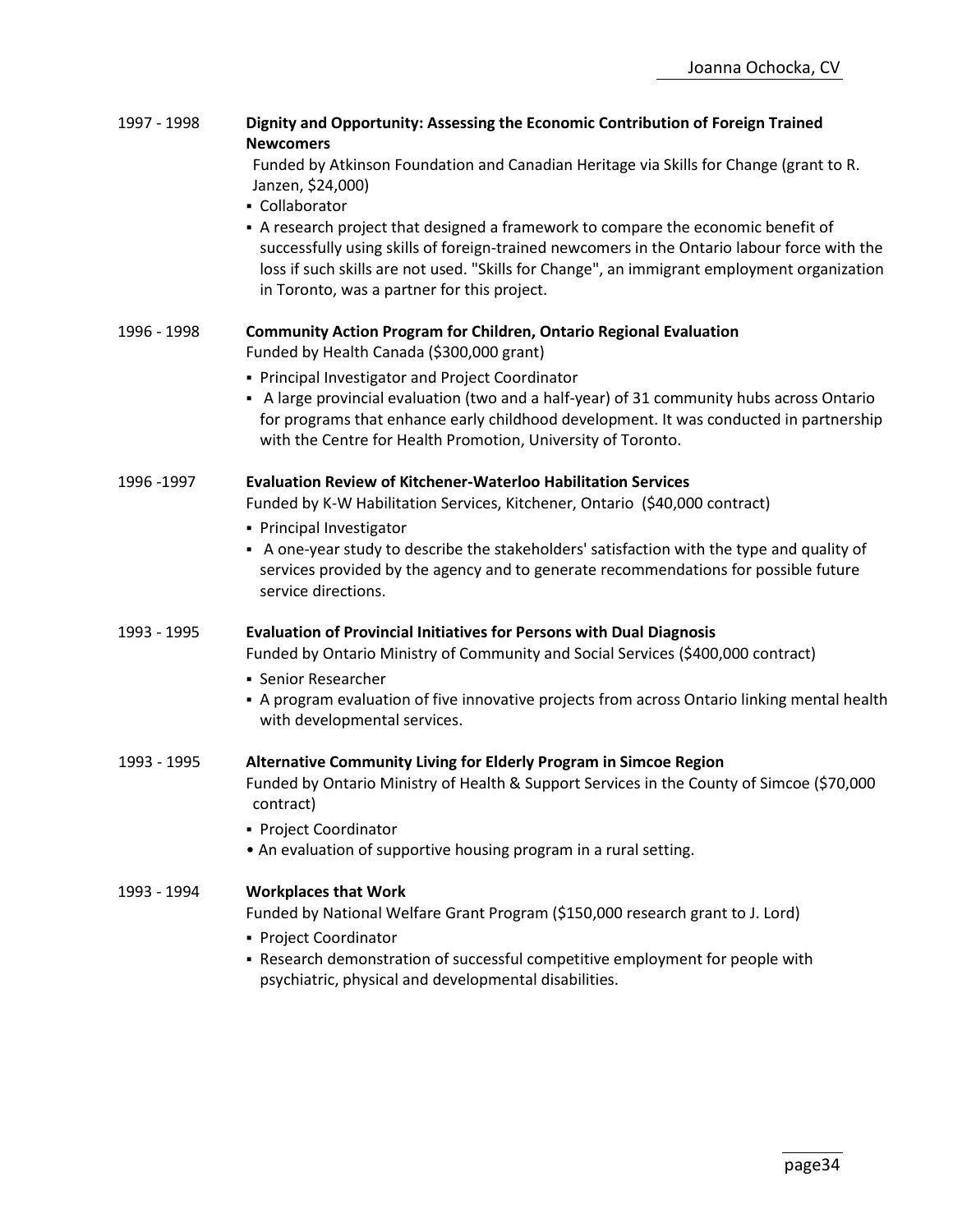1997 - 1998 **Dignity and Opportunity: Assessing the Economic Contribution of Foreign Trained Newcomers**

Funded by Atkinson Foundation and Canadian Heritage via Skills for Change (grant to R. Janzen, $24,000)

- Collaborator
- A research project that designed a framework to compare the economic benefit of successfully using skills of foreign-trained newcomers in the Ontario labour force with the loss if such skills are not used. "Skills for Change", an immigrant employment organization in Toronto, was a partner for this project.

1996 - 1998 **Community Action Program for Children, Ontario Regional Evaluation**

Funded by Health Canada ($300,000 grant)

- Principal Investigator and Project Coordinator
- A large provincial evaluation (two and a half-year) of 31 community hubs across Ontario for programs that enhance early childhood development. It was conducted in partnership with the Centre for Health Promotion, University of Toronto.

1996 -1997 **Evaluation Review of Kitchener-Waterloo Habilitation Services**

Funded by K-W Habilitation Services, Kitchener, Ontario ($40,000 contract)

- Principal Investigator
- A one-year study to describe the stakeholders' satisfaction with the type and quality of services provided by the agency and to generate recommendations for possible future service directions.

1993 - 1995 **Evaluation of Provincial Initiatives for Persons with Dual Diagnosis**

Funded by Ontario Ministry of Community and Social Services ($400,000 contract)

- Senior Researcher
- A program evaluation of five innovative projects from across Ontario linking mental health with developmental services.

1993 - 1995 **Alternative Community Living for Elderly Program in Simcoe Region**

Funded by Ontario Ministry of Health & Support Services in the County of Simcoe ($70,000 contract)

- Project Coordinator
- An evaluation of supportive housing program in a rural setting.

1993 - 1994 **Workplaces that Work**

Funded by National Welfare Grant Program ($150,000 research grant to J. Lord)

- Project Coordinator
- Research demonstration of successful competitive employment for people with psychiatric, physical and developmental disabilities.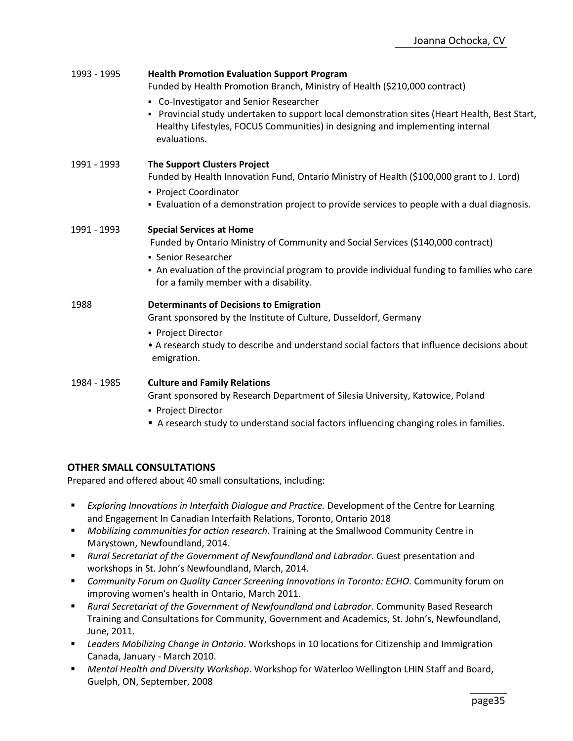**1993 - 1995** **Health Promotion Evaluation Support Program**
Funded by Health Promotion Branch, Ministry of Health ($210,000 contract)

- Co-Investigator and Senior Researcher
- Provincial study undertaken to support local demonstration sites (Heart Health, Best Start, Healthy Lifestyles, FOCUS Communities) in designing and implementing internal evaluations.

**1991 - 1993** **The Support Clusters Project**
Funded by Health Innovation Fund, Ontario Ministry of Health ($100,000 grant to J. Lord)

- Project Coordinator
- Evaluation of a demonstration project to provide services to people with a dual diagnosis.

**1991 - 1993** **Special Services at Home**
Funded by Ontario Ministry of Community and Social Services ($140,000 contract)

- Senior Researcher
- An evaluation of the provincial program to provide individual funding to families who care for a family member with a disability.

**1988** **Determinants of Decisions to Emigration**
Grant sponsored by the Institute of Culture, Dusseldorf, Germany

- Project Director
- A research study to describe and understand social factors that influence decisions about emigration.

**1984 - 1985** **Culture and Family Relations**
Grant sponsored by Research Department of Silesia University, Katowice, Poland

- Project Director
- A research study to understand social factors influencing changing roles in families.

## OTHER SMALL CONSULTATIONS

Prepared and offered about 40 small consultations, including:

- *Exploring Innovations in Interfaith Dialogue and Practice.* Development of the Centre for Learning and Engagement In Canadian Interfaith Relations, Toronto, Ontario 2018
- *Mobilizing communities for action research.* Training at the Smallwood Community Centre in Marystown, Newfoundland, 2014.
- *Rural Secretariat of the Government of Newfoundland and Labrador*. Guest presentation and workshops in St. John's Newfoundland, March, 2014.
- *Community Forum on Quality Cancer Screening Innovations in Toronto: ECHO.* Community forum on improving women's health in Ontario, March 2011.
- *Rural Secretariat of the Government of Newfoundland and Labrador*. Community Based Research Training and Consultations for Community, Government and Academics, St. John's, Newfoundland, June, 2011.
- *Leaders Mobilizing Change in Ontario*. Workshops in 10 locations for Citizenship and Immigration Canada, January - March 2010.
- *Mental Health and Diversity Workshop*. Workshop for Waterloo Wellington LHIN Staff and Board, Guelph, ON, September, 2008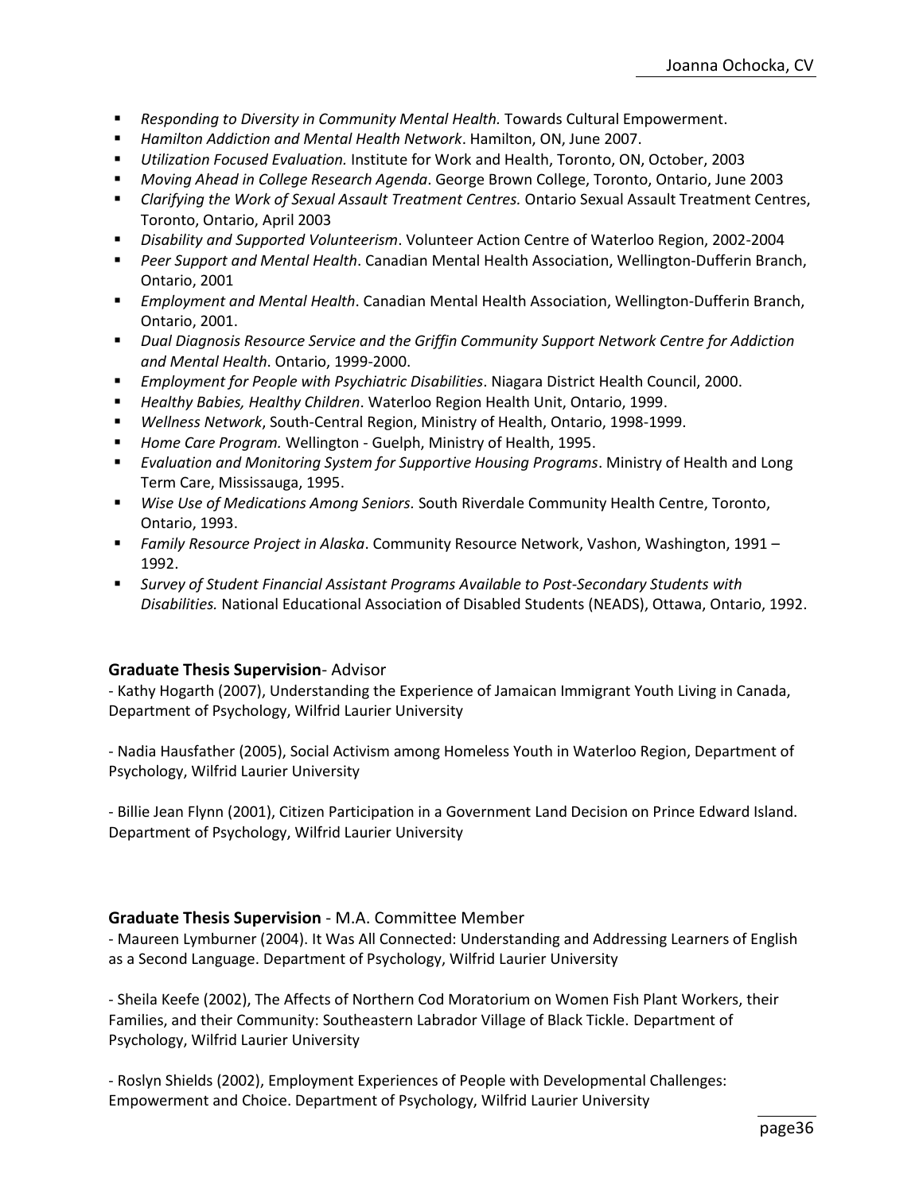- *Responding to Diversity in Community Mental Health.* Towards Cultural Empowerment.
- *Hamilton Addiction and Mental Health Network*. Hamilton, ON, June 2007.
- *Utilization Focused Evaluation.* Institute for Work and Health, Toronto, ON, October, 2003
- *Moving Ahead in College Research Agenda*. George Brown College, Toronto, Ontario, June 2003
- *Clarifying the Work of Sexual Assault Treatment Centres.* Ontario Sexual Assault Treatment Centres, Toronto, Ontario, April 2003
- *Disability and Supported Volunteerism*. Volunteer Action Centre of Waterloo Region, 2002-2004
- *Peer Support and Mental Health*. Canadian Mental Health Association, Wellington-Dufferin Branch, Ontario, 2001
- *Employment and Mental Health*. Canadian Mental Health Association, Wellington-Dufferin Branch, Ontario, 2001.
- *Dual Diagnosis Resource Service and the Griffin Community Support Network Centre for Addiction and Mental Health*. Ontario, 1999-2000.
- *Employment for People with Psychiatric Disabilities*. Niagara District Health Council, 2000.
- *Healthy Babies, Healthy Children*. Waterloo Region Health Unit, Ontario, 1999.
- *Wellness Network*, South-Central Region, Ministry of Health, Ontario, 1998-1999.
- *Home Care Program.* Wellington - Guelph, Ministry of Health, 1995.
- *Evaluation and Monitoring System for Supportive Housing Programs*. Ministry of Health and Long Term Care, Mississauga, 1995.
- *Wise Use of Medications Among Seniors.* South Riverdale Community Health Centre, Toronto, Ontario, 1993.
- *Family Resource Project in Alaska*. Community Resource Network, Vashon, Washington, 1991 – 1992.
- *Survey of Student Financial Assistant Programs Available to Post-Secondary Students with Disabilities.* National Educational Association of Disabled Students (NEADS), Ottawa, Ontario, 1992.

### **Graduate Thesis Supervision**- Advisor

- Kathy Hogarth (2007), Understanding the Experience of Jamaican Immigrant Youth Living in Canada, Department of Psychology, Wilfrid Laurier University

- Nadia Hausfather (2005), Social Activism among Homeless Youth in Waterloo Region, Department of Psychology, Wilfrid Laurier University

- Billie Jean Flynn (2001), Citizen Participation in a Government Land Decision on Prince Edward Island. Department of Psychology, Wilfrid Laurier University

### **Graduate Thesis Supervision** - M.A. Committee Member

- Maureen Lymburner (2004). It Was All Connected: Understanding and Addressing Learners of English as a Second Language. Department of Psychology, Wilfrid Laurier University

- Sheila Keefe (2002), The Affects of Northern Cod Moratorium on Women Fish Plant Workers, their Families, and their Community: Southeastern Labrador Village of Black Tickle. Department of Psychology, Wilfrid Laurier University

- Roslyn Shields (2002), Employment Experiences of People with Developmental Challenges: Empowerment and Choice. Department of Psychology, Wilfrid Laurier University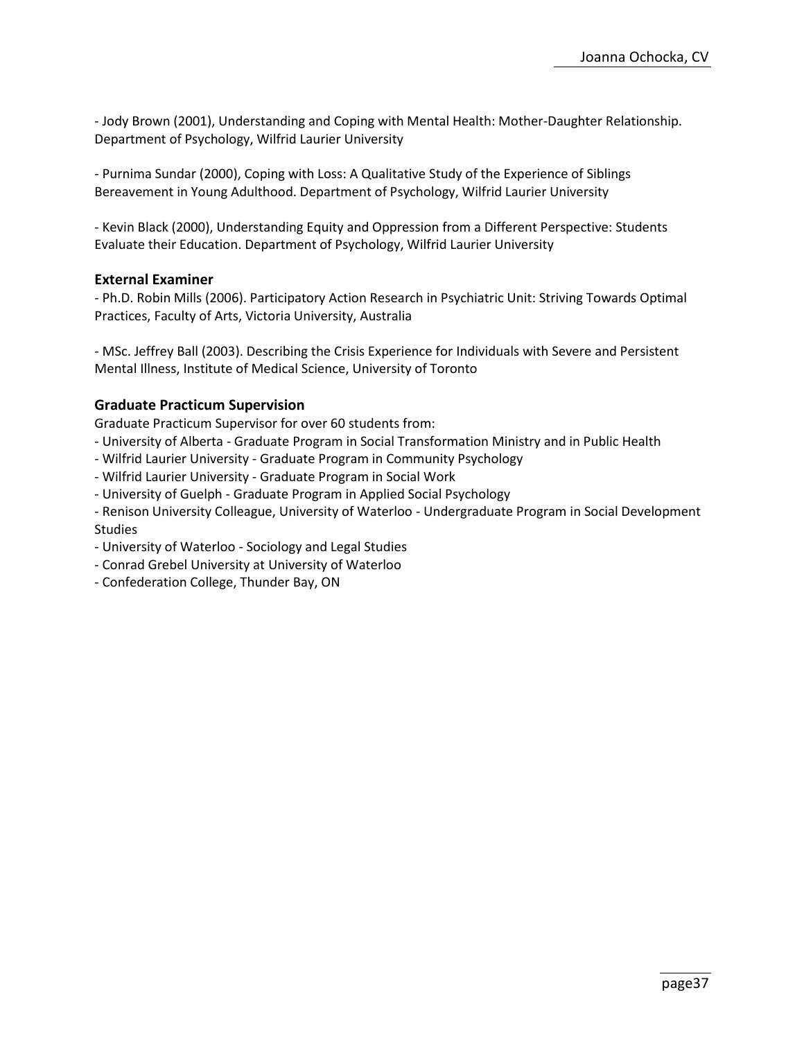- Jody Brown (2001), Understanding and Coping with Mental Health: Mother-Daughter Relationship. Department of Psychology, Wilfrid Laurier University

- Purnima Sundar (2000), Coping with Loss: A Qualitative Study of the Experience of Siblings Bereavement in Young Adulthood. Department of Psychology, Wilfrid Laurier University

- Kevin Black (2000), Understanding Equity and Oppression from a Different Perspective: Students Evaluate their Education. Department of Psychology, Wilfrid Laurier University

### External Examiner

- Ph.D. Robin Mills (2006). Participatory Action Research in Psychiatric Unit: Striving Towards Optimal Practices, Faculty of Arts, Victoria University, Australia

- MSc. Jeffrey Ball (2003). Describing the Crisis Experience for Individuals with Severe and Persistent Mental Illness, Institute of Medical Science, University of Toronto

### Graduate Practicum Supervision

Graduate Practicum Supervisor for over 60 students from:

- University of Alberta - Graduate Program in Social Transformation Ministry and in Public Health
- Wilfrid Laurier University - Graduate Program in Community Psychology
- Wilfrid Laurier University - Graduate Program in Social Work
- University of Guelph - Graduate Program in Applied Social Psychology
- Renison University Colleague, University of Waterloo - Undergraduate Program in Social Development Studies
- University of Waterloo - Sociology and Legal Studies
- Conrad Grebel University at University of Waterloo
- Confederation College, Thunder Bay, ON